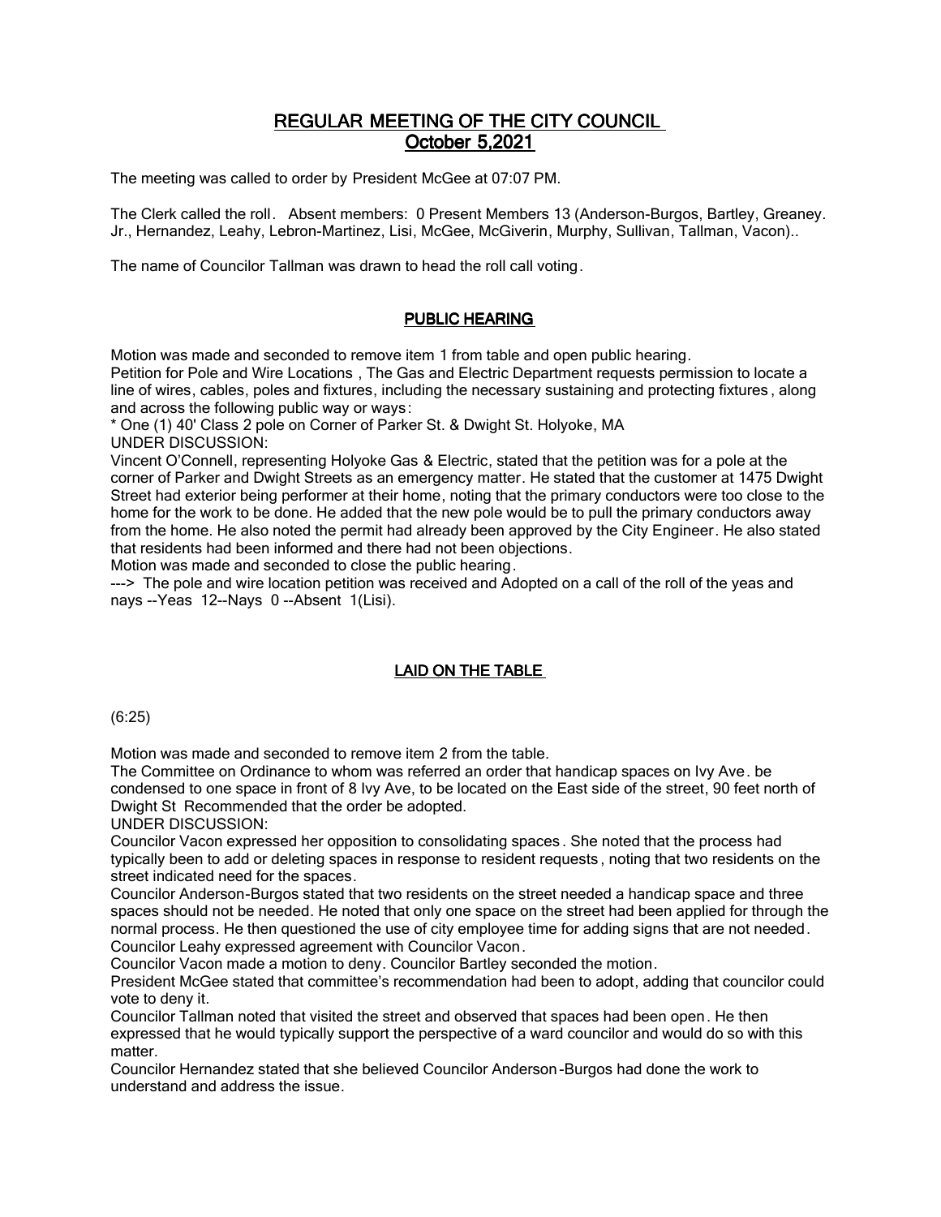# REGULAR MEETING OF THE CITY COUNCIL
## October 5,2021

The meeting was called to order by President McGee at 07:07 PM.

The Clerk called the roll. Absent members: 0 Present Members 13 (Anderson-Burgos, Bartley, Greaney. Jr., Hernandez, Leahy, Lebron-Martinez, Lisi, McGee, McGiverin, Murphy, Sullivan, Tallman, Vacon)..

The name of Councilor Tallman was drawn to head the roll call voting.

## PUBLIC HEARING

Motion was made and seconded to remove item 1 from table and open public hearing.
Petition for Pole and Wire Locations , The Gas and Electric Department requests permission to locate a line of wires, cables, poles and fixtures, including the necessary sustaining and protecting fixtures, along and across the following public way or ways:
* One (1) 40' Class 2 pole on Corner of Parker St. & Dwight St. Holyoke, MA
UNDER DISCUSSION:
Vincent O'Connell, representing Holyoke Gas & Electric, stated that the petition was for a pole at the corner of Parker and Dwight Streets as an emergency matter. He stated that the customer at 1475 Dwight Street had exterior being performer at their home, noting that the primary conductors were too close to the home for the work to be done. He added that the new pole would be to pull the primary conductors away from the home. He also noted the permit had already been approved by the City Engineer. He also stated that residents had been informed and there had not been objections.
Motion was made and seconded to close the public hearing.
---> The pole and wire location petition was received and Adopted on a call of the roll of the yeas and nays --Yeas 12--Nays 0 --Absent 1(Lisi).

## LAID ON THE TABLE

(6:25)

Motion was made and seconded to remove item 2 from the table.
The Committee on Ordinance to whom was referred an order that handicap spaces on Ivy Ave. be condensed to one space in front of 8 Ivy Ave, to be located on the East side of the street, 90 feet north of Dwight St Recommended that the order be adopted.
UNDER DISCUSSION:
Councilor Vacon expressed her opposition to consolidating spaces. She noted that the process had typically been to add or deleting spaces in response to resident requests, noting that two residents on the street indicated need for the spaces.
Councilor Anderson-Burgos stated that two residents on the street needed a handicap space and three spaces should not be needed. He noted that only one space on the street had been applied for through the normal process. He then questioned the use of city employee time for adding signs that are not needed.
Councilor Leahy expressed agreement with Councilor Vacon.
Councilor Vacon made a motion to deny. Councilor Bartley seconded the motion.
President McGee stated that committee's recommendation had been to adopt, adding that councilor could vote to deny it.
Councilor Tallman noted that visited the street and observed that spaces had been open. He then expressed that he would typically support the perspective of a ward councilor and would do so with this matter.
Councilor Hernandez stated that she believed Councilor Anderson-Burgos had done the work to understand and address the issue.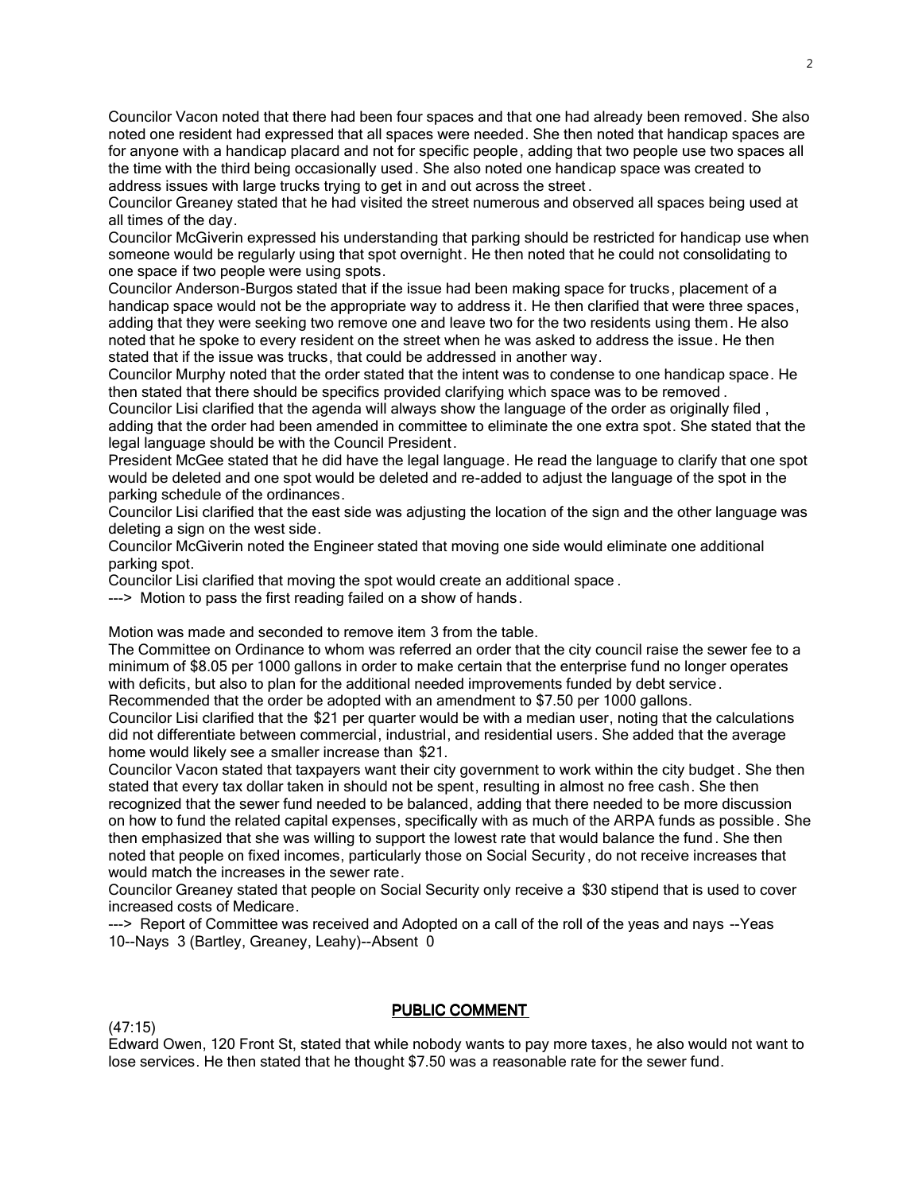Councilor Vacon noted that there had been four spaces and that one had already been removed. She also noted one resident had expressed that all spaces were needed. She then noted that handicap spaces are for anyone with a handicap placard and not for specific people, adding that two people use two spaces all the time with the third being occasionally used. She also noted one handicap space was created to address issues with large trucks trying to get in and out across the street.

Councilor Greaney stated that he had visited the street numerous and observed all spaces being used at all times of the day.

Councilor McGiverin expressed his understanding that parking should be restricted for handicap use when someone would be regularly using that spot overnight. He then noted that he could not consolidating to one space if two people were using spots.

Councilor Anderson-Burgos stated that if the issue had been making space for trucks, placement of a handicap space would not be the appropriate way to address it. He then clarified that were three spaces, adding that they were seeking two remove one and leave two for the two residents using them. He also noted that he spoke to every resident on the street when he was asked to address the issue. He then stated that if the issue was trucks, that could be addressed in another way.

Councilor Murphy noted that the order stated that the intent was to condense to one handicap space. He then stated that there should be specifics provided clarifying which space was to be removed.

Councilor Lisi clarified that the agenda will always show the language of the order as originally filed, adding that the order had been amended in committee to eliminate the one extra spot. She stated that the legal language should be with the Council President.

President McGee stated that he did have the legal language. He read the language to clarify that one spot would be deleted and one spot would be deleted and re-added to adjust the language of the spot in the parking schedule of the ordinances.

Councilor Lisi clarified that the east side was adjusting the location of the sign and the other language was deleting a sign on the west side.

Councilor McGiverin noted the Engineer stated that moving one side would eliminate one additional parking spot.

Councilor Lisi clarified that moving the spot would create an additional space.

---> Motion to pass the first reading failed on a show of hands.

Motion was made and seconded to remove item 3 from the table.

The Committee on Ordinance to whom was referred an order that the city council raise the sewer fee to a minimum of $8.05 per 1000 gallons in order to make certain that the enterprise fund no longer operates with deficits, but also to plan for the additional needed improvements funded by debt service.

Recommended that the order be adopted with an amendment to $7.50 per 1000 gallons.

Councilor Lisi clarified that the $21 per quarter would be with a median user, noting that the calculations did not differentiate between commercial, industrial, and residential users. She added that the average home would likely see a smaller increase than $21.

Councilor Vacon stated that taxpayers want their city government to work within the city budget. She then stated that every tax dollar taken in should not be spent, resulting in almost no free cash. She then recognized that the sewer fund needed to be balanced, adding that there needed to be more discussion on how to fund the related capital expenses, specifically with as much of the ARPA funds as possible. She then emphasized that she was willing to support the lowest rate that would balance the fund. She then noted that people on fixed incomes, particularly those on Social Security, do not receive increases that would match the increases in the sewer rate.

Councilor Greaney stated that people on Social Security only receive a $30 stipend that is used to cover increased costs of Medicare.

---> Report of Committee was received and Adopted on a call of the roll of the yeas and nays --Yeas 10--Nays 3 (Bartley, Greaney, Leahy)--Absent 0

## PUBLIC COMMENT

(47:15)

Edward Owen, 120 Front St, stated that while nobody wants to pay more taxes, he also would not want to lose services. He then stated that he thought $7.50 was a reasonable rate for the sewer fund.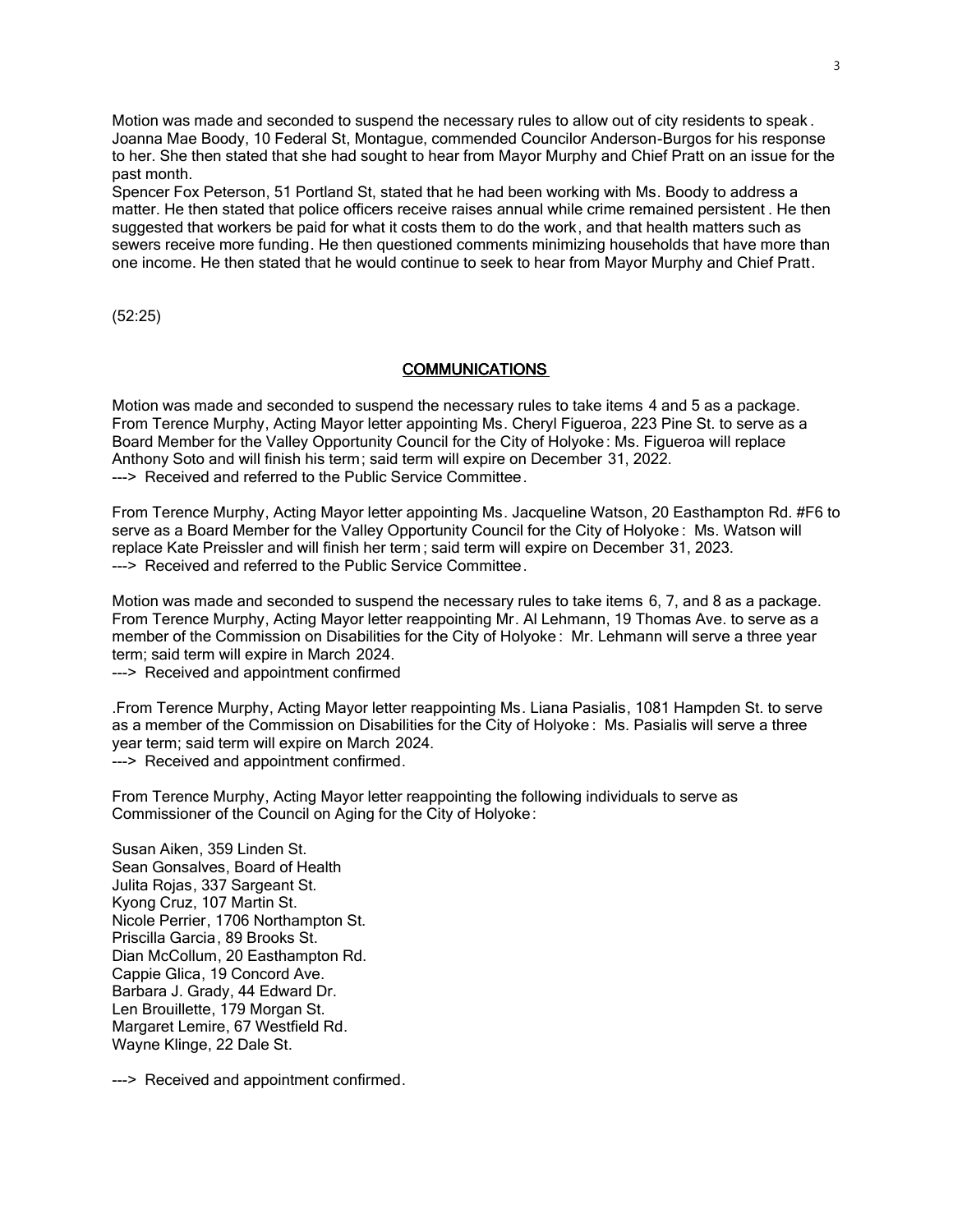Motion was made and seconded to suspend the necessary rules to allow out of city residents to speak. Joanna Mae Boody, 10 Federal St, Montague, commended Councilor Anderson-Burgos for his response to her. She then stated that she had sought to hear from Mayor Murphy and Chief Pratt on an issue for the past month.
Spencer Fox Peterson, 51 Portland St, stated that he had been working with Ms. Boody to address a matter. He then stated that police officers receive raises annual while crime remained persistent. He then suggested that workers be paid for what it costs them to do the work, and that health matters such as sewers receive more funding. He then questioned comments minimizing households that have more than one income. He then stated that he would continue to seek to hear from Mayor Murphy and Chief Pratt.

(52:25)

## COMMUNICATIONS

Motion was made and seconded to suspend the necessary rules to take items 4 and 5 as a package.
From Terence Murphy, Acting Mayor letter appointing Ms. Cheryl Figueroa, 223 Pine St. to serve as a Board Member for the Valley Opportunity Council for the City of Holyoke: Ms. Figueroa will replace Anthony Soto and will finish his term; said term will expire on December 31, 2022.
---> Received and referred to the Public Service Committee.

From Terence Murphy, Acting Mayor letter appointing Ms. Jacqueline Watson, 20 Easthampton Rd. #F6 to serve as a Board Member for the Valley Opportunity Council for the City of Holyoke: Ms. Watson will replace Kate Preissler and will finish her term; said term will expire on December 31, 2023.
---> Received and referred to the Public Service Committee.

Motion was made and seconded to suspend the necessary rules to take items 6, 7, and 8 as a package.
From Terence Murphy, Acting Mayor letter reappointing Mr. Al Lehmann, 19 Thomas Ave. to serve as a member of the Commission on Disabilities for the City of Holyoke: Mr. Lehmann will serve a three year term; said term will expire in March 2024.
---> Received and appointment confirmed

.From Terence Murphy, Acting Mayor letter reappointing Ms. Liana Pasialis, 1081 Hampden St. to serve as a member of the Commission on Disabilities for the City of Holyoke: Ms. Pasialis will serve a three year term; said term will expire on March 2024.
---> Received and appointment confirmed.

From Terence Murphy, Acting Mayor letter reappointing the following individuals to serve as Commissioner of the Council on Aging for the City of Holyoke:

Susan Aiken, 359 Linden St.
Sean Gonsalves, Board of Health
Julita Rojas, 337 Sargeant St.
Kyong Cruz, 107 Martin St.
Nicole Perrier, 1706 Northampton St.
Priscilla Garcia, 89 Brooks St.
Dian McCollum, 20 Easthampton Rd.
Cappie Glica, 19 Concord Ave.
Barbara J. Grady, 44 Edward Dr.
Len Brouillette, 179 Morgan St.
Margaret Lemire, 67 Westfield Rd.
Wayne Klinge, 22 Dale St.

---> Received and appointment confirmed.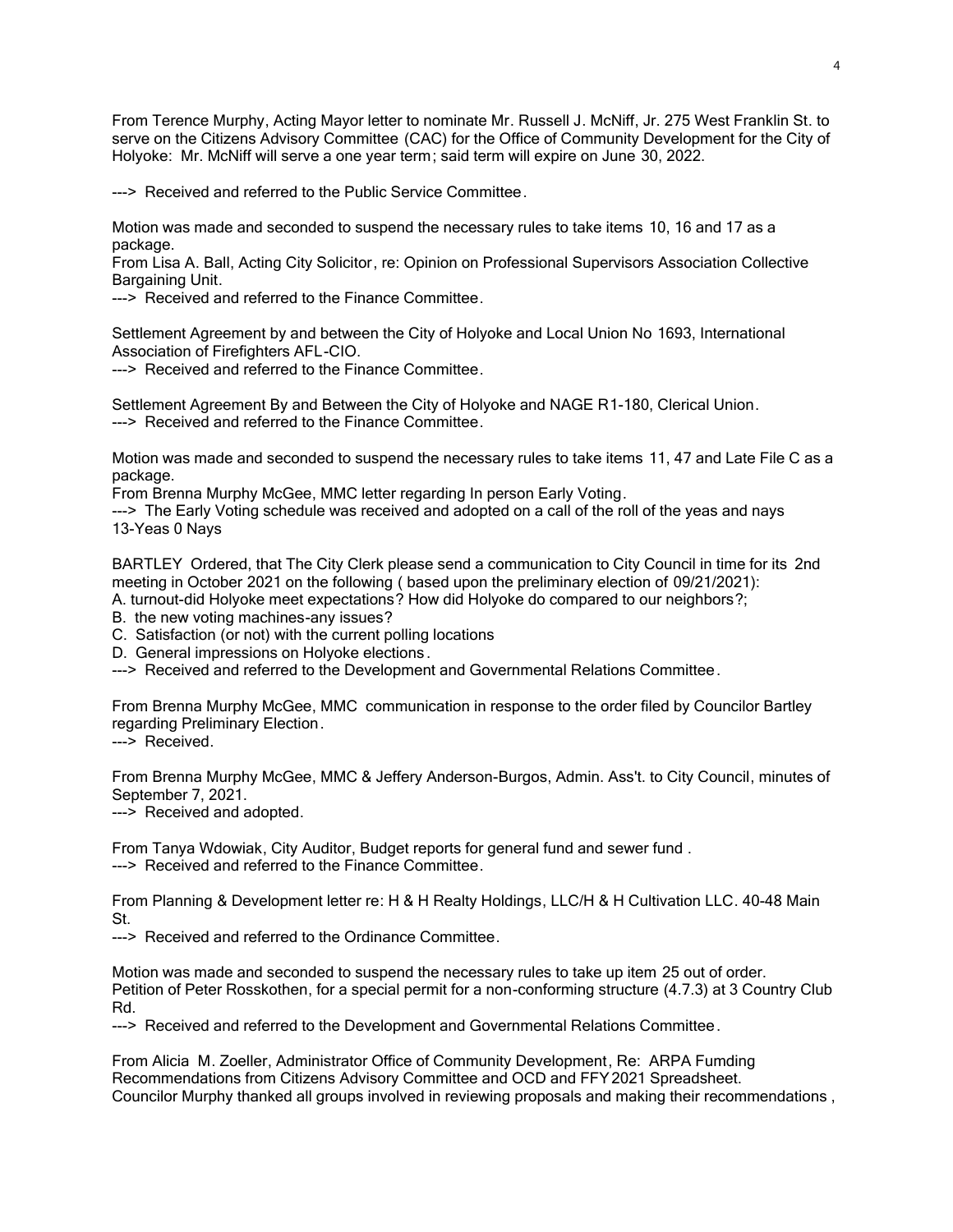From Terence Murphy, Acting Mayor letter to nominate Mr. Russell J. McNiff, Jr. 275 West Franklin St. to serve on the Citizens Advisory Committee (CAC) for the Office of Community Development for the City of Holyoke: Mr. McNiff will serve a one year term; said term will expire on June 30, 2022.

---> Received and referred to the Public Service Committee.

Motion was made and seconded to suspend the necessary rules to take items 10, 16 and 17 as a package.
From Lisa A. Ball, Acting City Solicitor, re: Opinion on Professional Supervisors Association Collective Bargaining Unit.
---> Received and referred to the Finance Committee.

Settlement Agreement by and between the City of Holyoke and Local Union No 1693, International Association of Firefighters AFL-CIO.
---> Received and referred to the Finance Committee.

Settlement Agreement By and Between the City of Holyoke and NAGE R1-180, Clerical Union.
---> Received and referred to the Finance Committee.

Motion was made and seconded to suspend the necessary rules to take items 11, 47 and Late File C as a package.
From Brenna Murphy McGee, MMC letter regarding In person Early Voting.
---> The Early Voting schedule was received and adopted on a call of the roll of the yeas and nays
13-Yeas 0 Nays

BARTLEY Ordered, that The City Clerk please send a communication to City Council in time for its 2nd meeting in October 2021 on the following ( based upon the preliminary election of 09/21/2021):
A. turnout-did Holyoke meet expectations? How did Holyoke do compared to our neighbors?;
B. the new voting machines-any issues?
C. Satisfaction (or not) with the current polling locations
D. General impressions on Holyoke elections.
---> Received and referred to the Development and Governmental Relations Committee.

From Brenna Murphy McGee, MMC communication in response to the order filed by Councilor Bartley regarding Preliminary Election.
---> Received.

From Brenna Murphy McGee, MMC & Jeffery Anderson-Burgos, Admin. Ass't. to City Council, minutes of September 7, 2021.
---> Received and adopted.

From Tanya Wdowiak, City Auditor, Budget reports for general fund and sewer fund .
---> Received and referred to the Finance Committee.

From Planning & Development letter re: H & H Realty Holdings, LLC/H & H Cultivation LLC. 40-48 Main St.
---> Received and referred to the Ordinance Committee.

Motion was made and seconded to suspend the necessary rules to take up item 25 out of order.
Petition of Peter Rosskothen, for a special permit for a non-conforming structure (4.7.3) at 3 Country Club Rd.
---> Received and referred to the Development and Governmental Relations Committee.

From Alicia M. Zoeller, Administrator Office of Community Development, Re: ARPA Fumding Recommendations from Citizens Advisory Committee and OCD and FFY2021 Spreadsheet.
Councilor Murphy thanked all groups involved in reviewing proposals and making their recommendations ,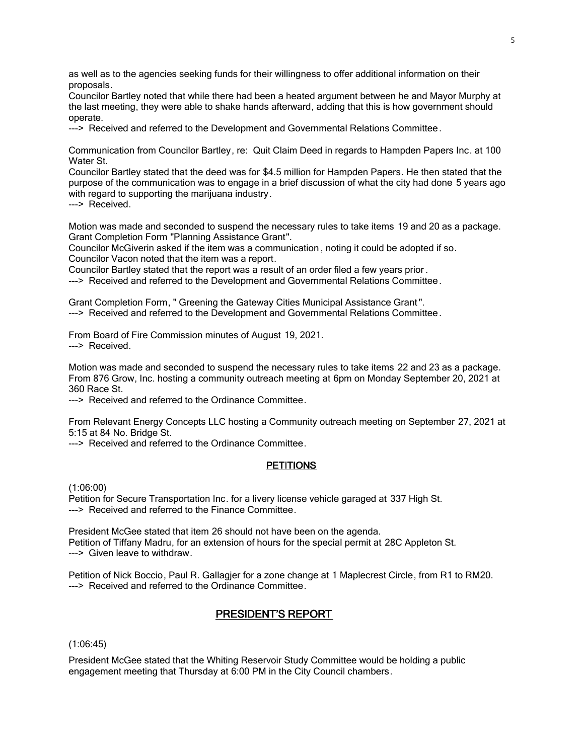as well as to the agencies seeking funds for their willingness to offer additional information on their proposals.
Councilor Bartley noted that while there had been a heated argument between he and Mayor Murphy at the last meeting, they were able to shake hands afterward, adding that this is how government should operate.
---> Received and referred to the Development and Governmental Relations Committee.

Communication from Councilor Bartley, re: Quit Claim Deed in regards to Hampden Papers Inc. at 100 Water St.
Councilor Bartley stated that the deed was for $4.5 million for Hampden Papers. He then stated that the purpose of the communication was to engage in a brief discussion of what the city had done 5 years ago with regard to supporting the marijuana industry.
---> Received.

Motion was made and seconded to suspend the necessary rules to take items 19 and 20 as a package.
Grant Completion Form "Planning Assistance Grant".
Councilor McGiverin asked if the item was a communication, noting it could be adopted if so.
Councilor Vacon noted that the item was a report.
Councilor Bartley stated that the report was a result of an order filed a few years prior.
---> Received and referred to the Development and Governmental Relations Committee.

Grant Completion Form, " Greening the Gateway Cities Municipal Assistance Grant".
---> Received and referred to the Development and Governmental Relations Committee.

From Board of Fire Commission minutes of August 19, 2021.
---> Received.

Motion was made and seconded to suspend the necessary rules to take items 22 and 23 as a package.
From 876 Grow, Inc. hosting a community outreach meeting at 6pm on Monday September 20, 2021 at 360 Race St.
---> Received and referred to the Ordinance Committee.

From Relevant Energy Concepts LLC hosting a Community outreach meeting on September 27, 2021 at 5:15 at 84 No. Bridge St.
---> Received and referred to the Ordinance Committee.

## PETITIONS

(1:06:00)
Petition for Secure Transportation Inc. for a livery license vehicle garaged at 337 High St.
---> Received and referred to the Finance Committee.

President McGee stated that item 26 should not have been on the agenda.
Petition of Tiffany Madru, for an extension of hours for the special permit at 28C Appleton St.
---> Given leave to withdraw.

Petition of Nick Boccio, Paul R. Gallagjer for a zone change at 1 Maplecrest Circle, from R1 to RM20.
---> Received and referred to the Ordinance Committee.

## PRESIDENT'S REPORT

(1:06:45)

President McGee stated that the Whiting Reservoir Study Committee would be holding a public engagement meeting that Thursday at 6:00 PM in the City Council chambers.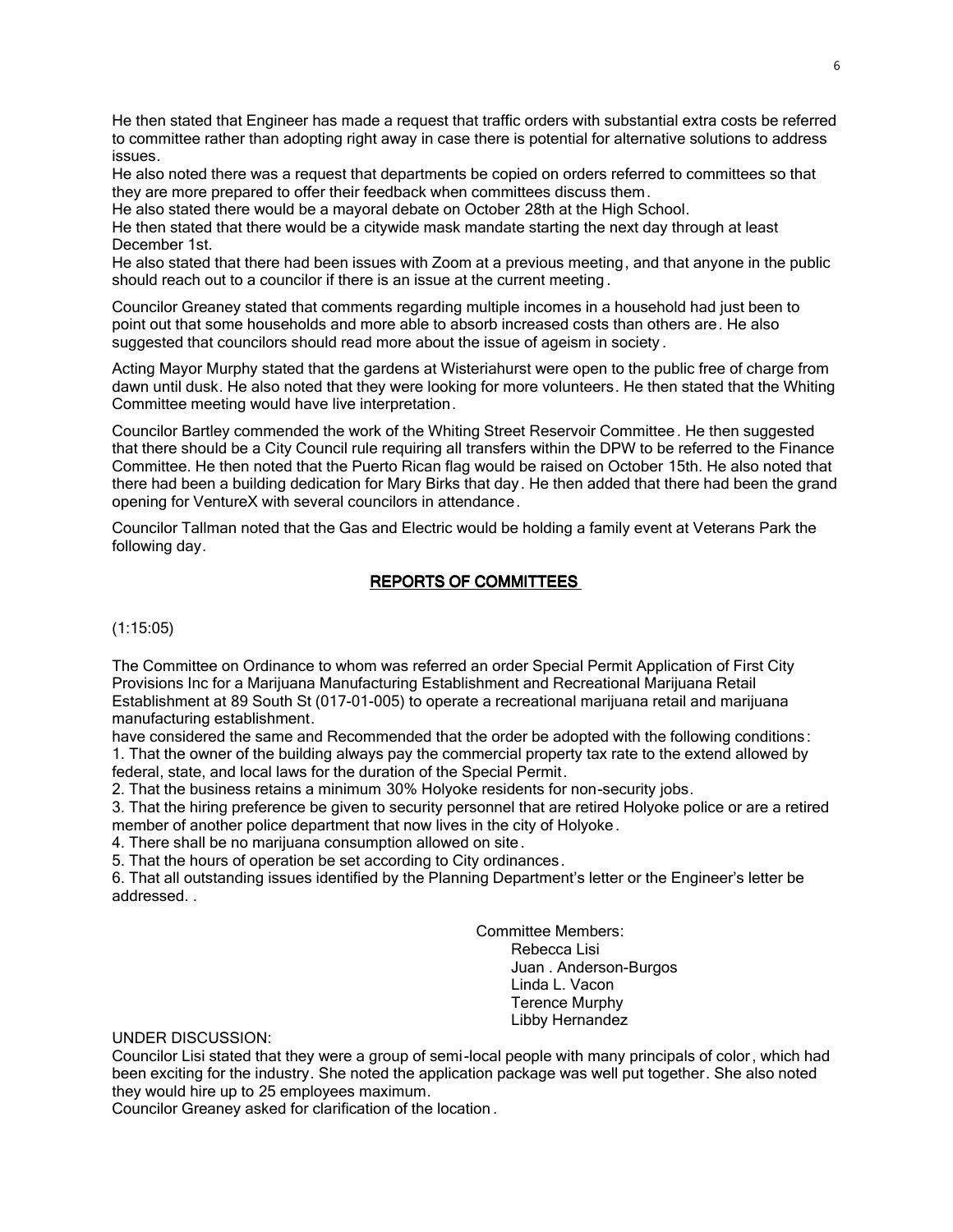He then stated that Engineer has made a request that traffic orders with substantial extra costs be referred to committee rather than adopting right away in case there is potential for alternative solutions to address issues.

He also noted there was a request that departments be copied on orders referred to committees so that they are more prepared to offer their feedback when committees discuss them.

He also stated there would be a mayoral debate on October 28th at the High School.

He then stated that there would be a citywide mask mandate starting the next day through at least December 1st.

He also stated that there had been issues with Zoom at a previous meeting, and that anyone in the public should reach out to a councilor if there is an issue at the current meeting.

Councilor Greaney stated that comments regarding multiple incomes in a household had just been to point out that some households and more able to absorb increased costs than others are. He also suggested that councilors should read more about the issue of ageism in society.

Acting Mayor Murphy stated that the gardens at Wisteriahurst were open to the public free of charge from dawn until dusk. He also noted that they were looking for more volunteers. He then stated that the Whiting Committee meeting would have live interpretation.

Councilor Bartley commended the work of the Whiting Street Reservoir Committee. He then suggested that there should be a City Council rule requiring all transfers within the DPW to be referred to the Finance Committee. He then noted that the Puerto Rican flag would be raised on October 15th. He also noted that there had been a building dedication for Mary Birks that day. He then added that there had been the grand opening for VentureX with several councilors in attendance.

Councilor Tallman noted that the Gas and Electric would be holding a family event at Veterans Park the following day.

## REPORTS OF COMMITTEES

(1:15:05)

The Committee on Ordinance to whom was referred an order Special Permit Application of First City Provisions Inc for a Marijuana Manufacturing Establishment and Recreational Marijuana Retail Establishment at 89 South St (017-01-005) to operate a recreational marijuana retail and marijuana manufacturing establishment.

have considered the same and Recommended that the order be adopted with the following conditions:

1. That the owner of the building always pay the commercial property tax rate to the extend allowed by federal, state, and local laws for the duration of the Special Permit.
2. That the business retains a minimum 30% Holyoke residents for non-security jobs.
3. That the hiring preference be given to security personnel that are retired Holyoke police or are a retired member of another police department that now lives in the city of Holyoke.
4. There shall be no marijuana consumption allowed on site.
5. That the hours of operation be set according to City ordinances.
6. That all outstanding issues identified by the Planning Department's letter or the Engineer's letter be addressed. .

Committee Members:
Rebecca Lisi
Juan . Anderson-Burgos
Linda L. Vacon
Terence Murphy
Libby Hernandez

UNDER DISCUSSION:

Councilor Lisi stated that they were a group of semi-local people with many principals of color, which had been exciting for the industry. She noted the application package was well put together. She also noted they would hire up to 25 employees maximum.

Councilor Greaney asked for clarification of the location.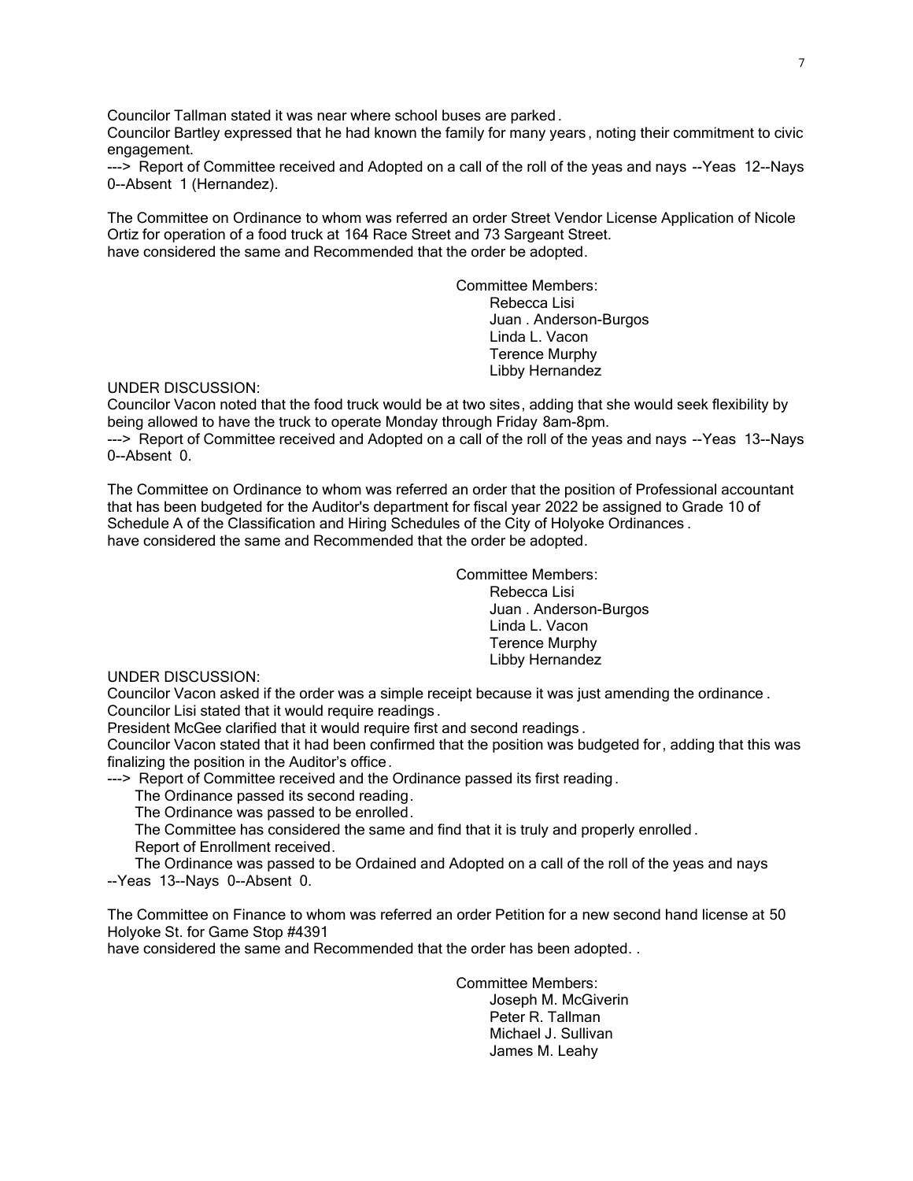Councilor Tallman stated it was near where school buses are parked.
Councilor Bartley expressed that he had known the family for many years, noting their commitment to civic engagement.
---> Report of Committee received and Adopted on a call of the roll of the yeas and nays --Yeas 12--Nays 0--Absent 1 (Hernandez).

The Committee on Ordinance to whom was referred an order Street Vendor License Application of Nicole Ortiz for operation of a food truck at 164 Race Street and 73 Sargeant Street.
have considered the same and Recommended that the order be adopted.

Committee Members:
Rebecca Lisi
Juan . Anderson-Burgos
Linda L. Vacon
Terence Murphy
Libby Hernandez

UNDER DISCUSSION:
Councilor Vacon noted that the food truck would be at two sites, adding that she would seek flexibility by being allowed to have the truck to operate Monday through Friday 8am-8pm.
---> Report of Committee received and Adopted on a call of the roll of the yeas and nays --Yeas 13--Nays 0--Absent 0.

The Committee on Ordinance to whom was referred an order that the position of Professional accountant that has been budgeted for the Auditor's department for fiscal year 2022 be assigned to Grade 10 of Schedule A of the Classification and Hiring Schedules of the City of Holyoke Ordinances.
have considered the same and Recommended that the order be adopted.

Committee Members:
Rebecca Lisi
Juan . Anderson-Burgos
Linda L. Vacon
Terence Murphy
Libby Hernandez

UNDER DISCUSSION:
Councilor Vacon asked if the order was a simple receipt because it was just amending the ordinance.
Councilor Lisi stated that it would require readings.
President McGee clarified that it would require first and second readings.
Councilor Vacon stated that it had been confirmed that the position was budgeted for, adding that this was finalizing the position in the Auditor's office.
---> Report of Committee received and the Ordinance passed its first reading.
The Ordinance passed its second reading.
The Ordinance was passed to be enrolled.
The Committee has considered the same and find that it is truly and properly enrolled.
Report of Enrollment received.
The Ordinance was passed to be Ordained and Adopted on a call of the roll of the yeas and nays --Yeas 13--Nays 0--Absent 0.

The Committee on Finance to whom was referred an order Petition for a new second hand license at 50 Holyoke St. for Game Stop #4391
have considered the same and Recommended that the order has been adopted. .

Committee Members:
Joseph M. McGiverin
Peter R. Tallman
Michael J. Sullivan
James M. Leahy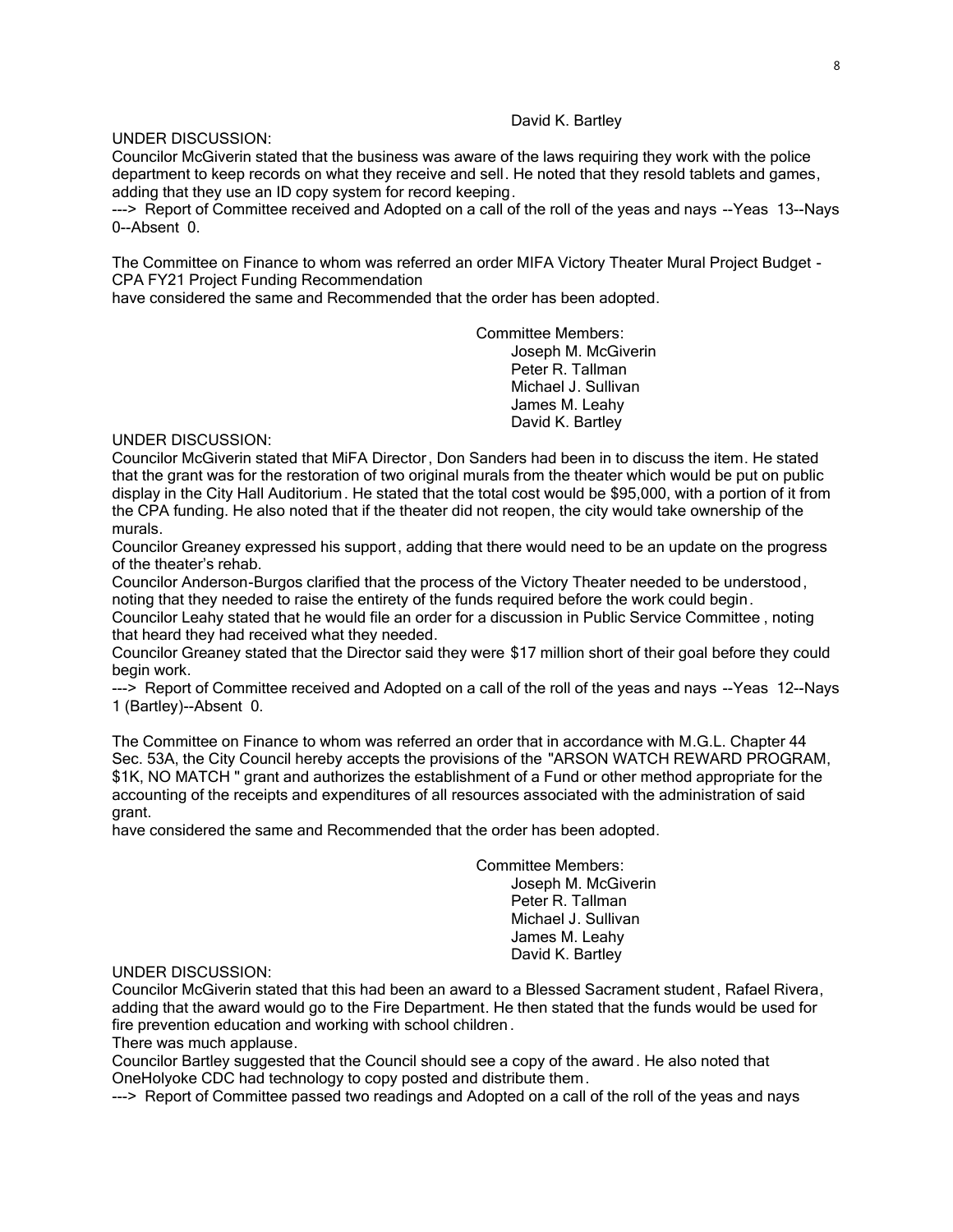David K. Bartley

UNDER DISCUSSION:
Councilor McGiverin stated that the business was aware of the laws requiring they work with the police department to keep records on what they receive and sell. He noted that they resold tablets and games, adding that they use an ID copy system for record keeping.
---> Report of Committee received and Adopted on a call of the roll of the yeas and nays --Yeas 13--Nays 0--Absent 0.

The Committee on Finance to whom was referred an order MIFA Victory Theater Mural Project Budget - CPA FY21 Project Funding Recommendation
have considered the same and Recommended that the order has been adopted.

Committee Members:
Joseph M. McGiverin
Peter R. Tallman
Michael J. Sullivan
James M. Leahy
David K. Bartley

UNDER DISCUSSION:
Councilor McGiverin stated that MiFA Director, Don Sanders had been in to discuss the item. He stated that the grant was for the restoration of two original murals from the theater which would be put on public display in the City Hall Auditorium. He stated that the total cost would be $95,000, with a portion of it from the CPA funding. He also noted that if the theater did not reopen, the city would take ownership of the murals.
Councilor Greaney expressed his support, adding that there would need to be an update on the progress of the theater's rehab.
Councilor Anderson-Burgos clarified that the process of the Victory Theater needed to be understood, noting that they needed to raise the entirety of the funds required before the work could begin.
Councilor Leahy stated that he would file an order for a discussion in Public Service Committee, noting that heard they had received what they needed.
Councilor Greaney stated that the Director said they were $17 million short of their goal before they could begin work.
---> Report of Committee received and Adopted on a call of the roll of the yeas and nays --Yeas 12--Nays 1 (Bartley)--Absent 0.

The Committee on Finance to whom was referred an order that in accordance with M.G.L. Chapter 44 Sec. 53A, the City Council hereby accepts the provisions of the "ARSON WATCH REWARD PROGRAM, $1K, NO MATCH" grant and authorizes the establishment of a Fund or other method appropriate for the accounting of the receipts and expenditures of all resources associated with the administration of said grant.
have considered the same and Recommended that the order has been adopted.

Committee Members:
Joseph M. McGiverin
Peter R. Tallman
Michael J. Sullivan
James M. Leahy
David K. Bartley

UNDER DISCUSSION:
Councilor McGiverin stated that this had been an award to a Blessed Sacrament student, Rafael Rivera, adding that the award would go to the Fire Department. He then stated that the funds would be used for fire prevention education and working with school children.
There was much applause.
Councilor Bartley suggested that the Council should see a copy of the award. He also noted that OneHolyoke CDC had technology to copy posted and distribute them.
---> Report of Committee passed two readings and Adopted on a call of the roll of the yeas and nays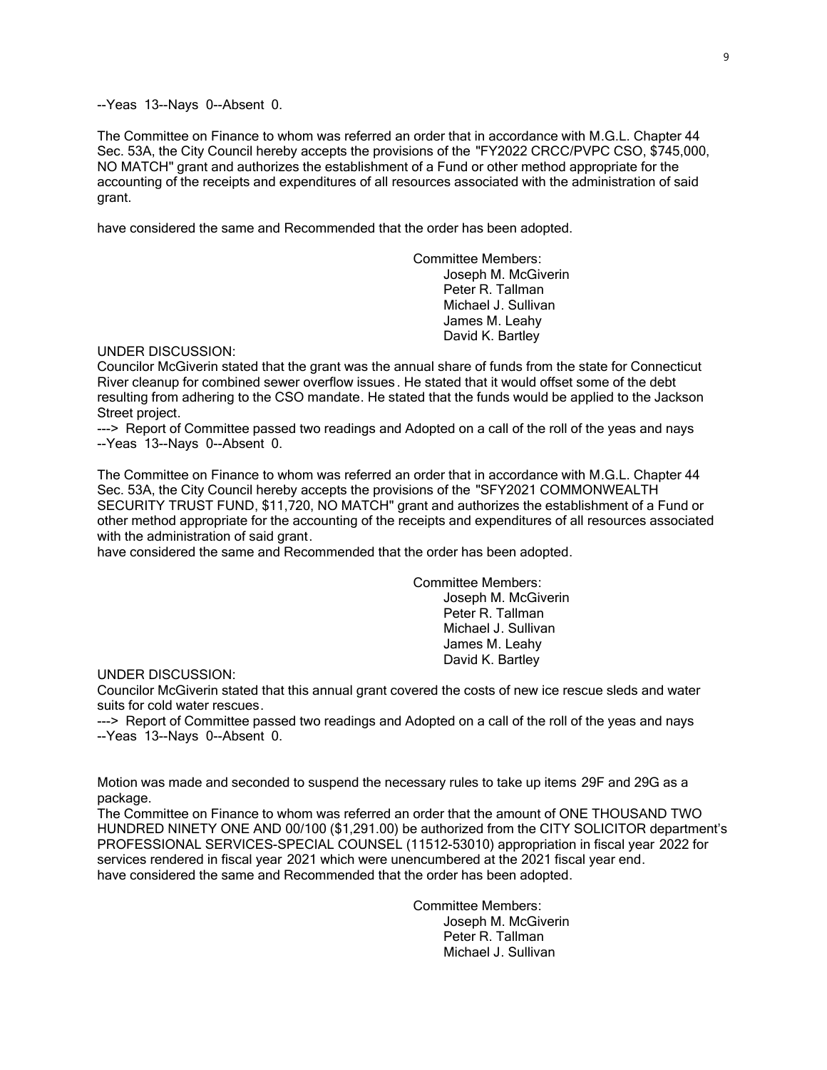--Yeas 13--Nays 0--Absent 0.

The Committee on Finance to whom was referred an order that in accordance with M.G.L. Chapter 44 Sec. 53A, the City Council hereby accepts the provisions of the "FY2022 CRCC/PVPC CSO, $745,000, NO MATCH" grant and authorizes the establishment of a Fund or other method appropriate for the accounting of the receipts and expenditures of all resources associated with the administration of said grant.

have considered the same and Recommended that the order has been adopted.

Committee Members:
Joseph M. McGiverin
Peter R. Tallman
Michael J. Sullivan
James M. Leahy
David K. Bartley

UNDER DISCUSSION:
Councilor McGiverin stated that the grant was the annual share of funds from the state for Connecticut River cleanup for combined sewer overflow issues. He stated that it would offset some of the debt resulting from adhering to the CSO mandate. He stated that the funds would be applied to the Jackson Street project.
---> Report of Committee passed two readings and Adopted on a call of the roll of the yeas and nays --Yeas 13--Nays 0--Absent 0.

The Committee on Finance to whom was referred an order that in accordance with M.G.L. Chapter 44 Sec. 53A, the City Council hereby accepts the provisions of the "SFY2021 COMMONWEALTH SECURITY TRUST FUND, $11,720, NO MATCH" grant and authorizes the establishment of a Fund or other method appropriate for the accounting of the receipts and expenditures of all resources associated with the administration of said grant.
have considered the same and Recommended that the order has been adopted.

Committee Members:
Joseph M. McGiverin
Peter R. Tallman
Michael J. Sullivan
James M. Leahy
David K. Bartley

UNDER DISCUSSION:
Councilor McGiverin stated that this annual grant covered the costs of new ice rescue sleds and water suits for cold water rescues.
---> Report of Committee passed two readings and Adopted on a call of the roll of the yeas and nays --Yeas 13--Nays 0--Absent 0.

Motion was made and seconded to suspend the necessary rules to take up items 29F and 29G as a package.
The Committee on Finance to whom was referred an order that the amount of ONE THOUSAND TWO HUNDRED NINETY ONE AND 00/100 ($1,291.00) be authorized from the CITY SOLICITOR department's PROFESSIONAL SERVICES-SPECIAL COUNSEL (11512-53010) appropriation in fiscal year 2022 for services rendered in fiscal year 2021 which were unencumbered at the 2021 fiscal year end.
have considered the same and Recommended that the order has been adopted.

Committee Members:
Joseph M. McGiverin
Peter R. Tallman
Michael J. Sullivan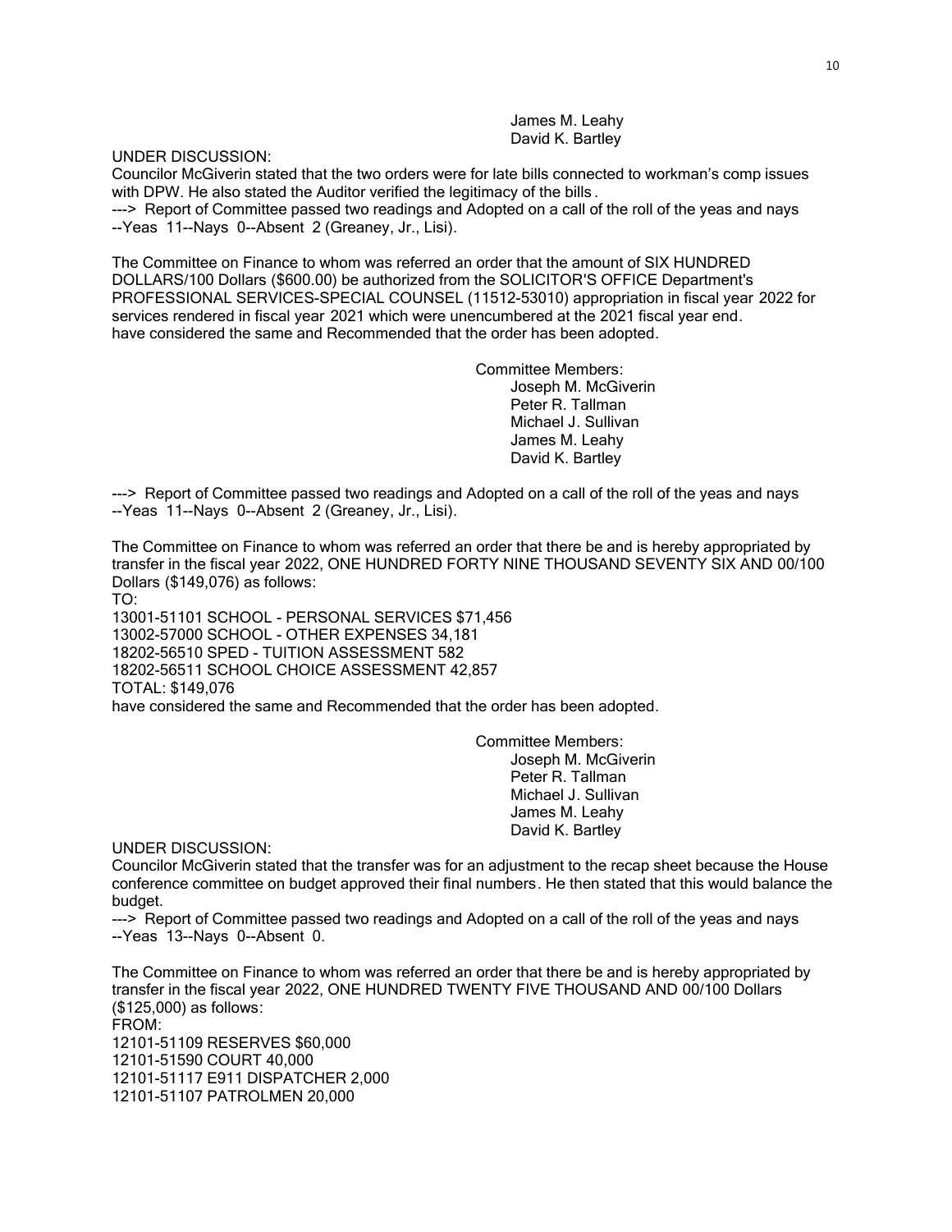James M. Leahy
David K. Bartley

UNDER DISCUSSION:
Councilor McGiverin stated that the two orders were for late bills connected to workman's comp issues with DPW. He also stated the Auditor verified the legitimacy of the bills.
---> Report of Committee passed two readings and Adopted on a call of the roll of the yeas and nays --Yeas 11--Nays 0--Absent 2 (Greaney, Jr., Lisi).

The Committee on Finance to whom was referred an order that the amount of SIX HUNDRED DOLLARS/100 Dollars ($600.00) be authorized from the SOLICITOR'S OFFICE Department's PROFESSIONAL SERVICES-SPECIAL COUNSEL (11512-53010) appropriation in fiscal year 2022 for services rendered in fiscal year 2021 which were unencumbered at the 2021 fiscal year end.
have considered the same and Recommended that the order has been adopted.

Committee Members:
Joseph M. McGiverin
Peter R. Tallman
Michael J. Sullivan
James M. Leahy
David K. Bartley

---> Report of Committee passed two readings and Adopted on a call of the roll of the yeas and nays --Yeas 11--Nays 0--Absent 2 (Greaney, Jr., Lisi).

The Committee on Finance to whom was referred an order that there be and is hereby appropriated by transfer in the fiscal year 2022, ONE HUNDRED FORTY NINE THOUSAND SEVENTY SIX AND 00/100 Dollars ($149,076) as follows:
TO:
13001-51101 SCHOOL - PERSONAL SERVICES $71,456
13002-57000 SCHOOL - OTHER EXPENSES 34,181
18202-56510 SPED - TUITION ASSESSMENT 582
18202-56511 SCHOOL CHOICE ASSESSMENT 42,857
TOTAL: $149,076
have considered the same and Recommended that the order has been adopted.

Committee Members:
Joseph M. McGiverin
Peter R. Tallman
Michael J. Sullivan
James M. Leahy
David K. Bartley

UNDER DISCUSSION:
Councilor McGiverin stated that the transfer was for an adjustment to the recap sheet because the House conference committee on budget approved their final numbers. He then stated that this would balance the budget.
---> Report of Committee passed two readings and Adopted on a call of the roll of the yeas and nays --Yeas 13--Nays 0--Absent 0.

The Committee on Finance to whom was referred an order that there be and is hereby appropriated by transfer in the fiscal year 2022, ONE HUNDRED TWENTY FIVE THOUSAND AND 00/100 Dollars ($125,000) as follows:
FROM:
12101-51109 RESERVES $60,000
12101-51590 COURT 40,000
12101-51117 E911 DISPATCHER 2,000
12101-51107 PATROLMEN 20,000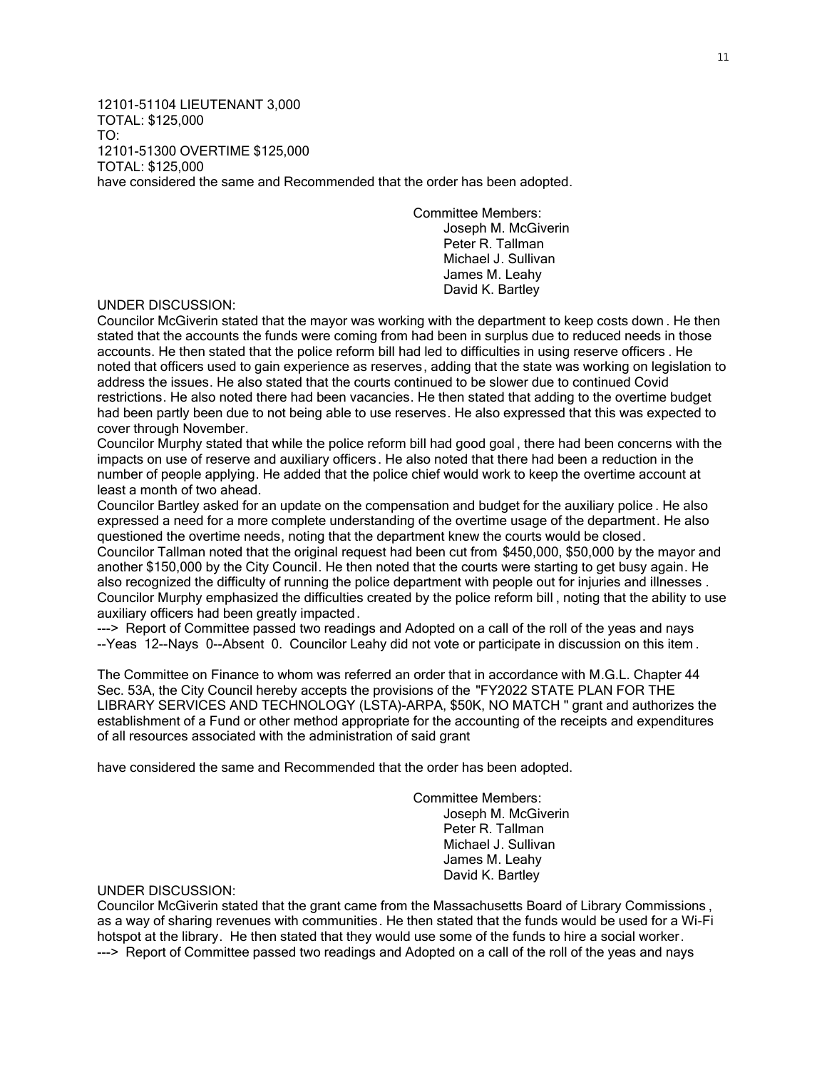12101-51104 LIEUTENANT 3,000
TOTAL: $125,000
TO:
12101-51300 OVERTIME $125,000
TOTAL: $125,000
have considered the same and Recommended that the order has been adopted.

Committee Members:
Joseph M. McGiverin
Peter R. Tallman
Michael J. Sullivan
James M. Leahy
David K. Bartley

UNDER DISCUSSION:
Councilor McGiverin stated that the mayor was working with the department to keep costs down. He then stated that the accounts the funds were coming from had been in surplus due to reduced needs in those accounts. He then stated that the police reform bill had led to difficulties in using reserve officers. He noted that officers used to gain experience as reserves, adding that the state was working on legislation to address the issues. He also stated that the courts continued to be slower due to continued Covid restrictions. He also noted there had been vacancies. He then stated that adding to the overtime budget had been partly been due to not being able to use reserves. He also expressed that this was expected to cover through November.
Councilor Murphy stated that while the police reform bill had good goal, there had been concerns with the impacts on use of reserve and auxiliary officers. He also noted that there had been a reduction in the number of people applying. He added that the police chief would work to keep the overtime account at least a month of two ahead.
Councilor Bartley asked for an update on the compensation and budget for the auxiliary police. He also expressed a need for a more complete understanding of the overtime usage of the department. He also questioned the overtime needs, noting that the department knew the courts would be closed.
Councilor Tallman noted that the original request had been cut from $450,000, $50,000 by the mayor and another $150,000 by the City Council. He then noted that the courts were starting to get busy again. He also recognized the difficulty of running the police department with people out for injuries and illnesses.
Councilor Murphy emphasized the difficulties created by the police reform bill, noting that the ability to use auxiliary officers had been greatly impacted.
---> Report of Committee passed two readings and Adopted on a call of the roll of the yeas and nays --Yeas 12--Nays 0--Absent 0. Councilor Leahy did not vote or participate in discussion on this item.

The Committee on Finance to whom was referred an order that in accordance with M.G.L. Chapter 44 Sec. 53A, the City Council hereby accepts the provisions of the "FY2022 STATE PLAN FOR THE LIBRARY SERVICES AND TECHNOLOGY (LSTA)-ARPA, $50K, NO MATCH" grant and authorizes the establishment of a Fund or other method appropriate for the accounting of the receipts and expenditures of all resources associated with the administration of said grant

have considered the same and Recommended that the order has been adopted.

Committee Members:
Joseph M. McGiverin
Peter R. Tallman
Michael J. Sullivan
James M. Leahy
David K. Bartley

UNDER DISCUSSION:
Councilor McGiverin stated that the grant came from the Massachusetts Board of Library Commissions, as a way of sharing revenues with communities. He then stated that the funds would be used for a Wi-Fi hotspot at the library. He then stated that they would use some of the funds to hire a social worker.
---> Report of Committee passed two readings and Adopted on a call of the roll of the yeas and nays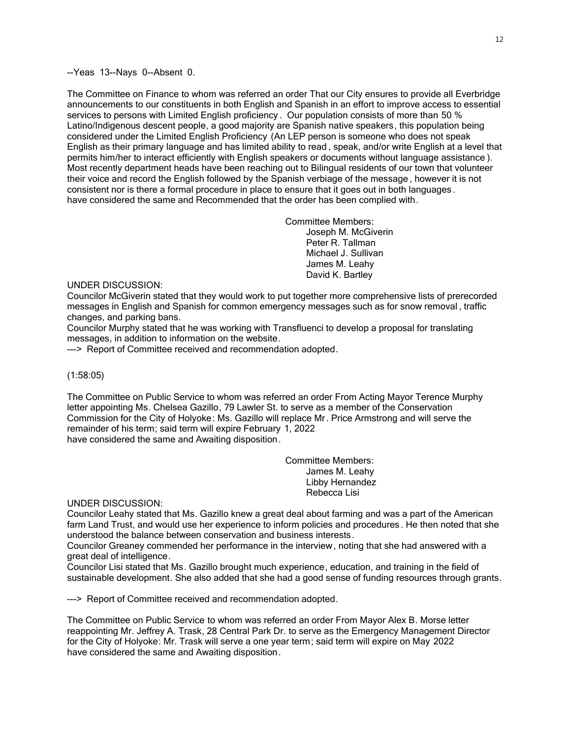--Yeas 13--Nays 0--Absent 0.

The Committee on Finance to whom was referred an order That our City ensures to provide all Everbridge announcements to our constituents in both English and Spanish in an effort to improve access to essential services to persons with Limited English proficiency. Our population consists of more than 50 % Latino/Indigenous descent people, a good majority are Spanish native speakers, this population being considered under the Limited English Proficiency (An LEP person is someone who does not speak English as their primary language and has limited ability to read, speak, and/or write English at a level that permits him/her to interact efficiently with English speakers or documents without language assistance). Most recently department heads have been reaching out to Bilingual residents of our town that volunteer their voice and record the English followed by the Spanish verbiage of the message, however it is not consistent nor is there a formal procedure in place to ensure that it goes out in both languages.
have considered the same and Recommended that the order has been complied with.

Committee Members:
Joseph M. McGiverin
Peter R. Tallman
Michael J. Sullivan
James M. Leahy
David K. Bartley

UNDER DISCUSSION:
Councilor McGiverin stated that they would work to put together more comprehensive lists of prerecorded messages in English and Spanish for common emergency messages such as for snow removal, traffic changes, and parking bans.
Councilor Murphy stated that he was working with Transfluenci to develop a proposal for translating messages, in addition to information on the website.
---> Report of Committee received and recommendation adopted.

(1:58:05)

The Committee on Public Service to whom was referred an order From Acting Mayor Terence Murphy letter appointing Ms. Chelsea Gazillo, 79 Lawler St. to serve as a member of the Conservation Commission for the City of Holyoke: Ms. Gazillo will replace Mr. Price Armstrong and will serve the remainder of his term; said term will expire February 1, 2022
have considered the same and Awaiting disposition.

Committee Members:
James M. Leahy
Libby Hernandez
Rebecca Lisi

UNDER DISCUSSION:
Councilor Leahy stated that Ms. Gazillo knew a great deal about farming and was a part of the American farm Land Trust, and would use her experience to inform policies and procedures. He then noted that she understood the balance between conservation and business interests.
Councilor Greaney commended her performance in the interview, noting that she had answered with a great deal of intelligence.
Councilor Lisi stated that Ms. Gazillo brought much experience, education, and training in the field of sustainable development. She also added that she had a good sense of funding resources through grants.

---> Report of Committee received and recommendation adopted.

The Committee on Public Service to whom was referred an order From Mayor Alex B. Morse letter reappointing Mr. Jeffrey A. Trask, 28 Central Park Dr. to serve as the Emergency Management Director for the City of Holyoke: Mr. Trask will serve a one year term; said term will expire on May 2022
have considered the same and Awaiting disposition.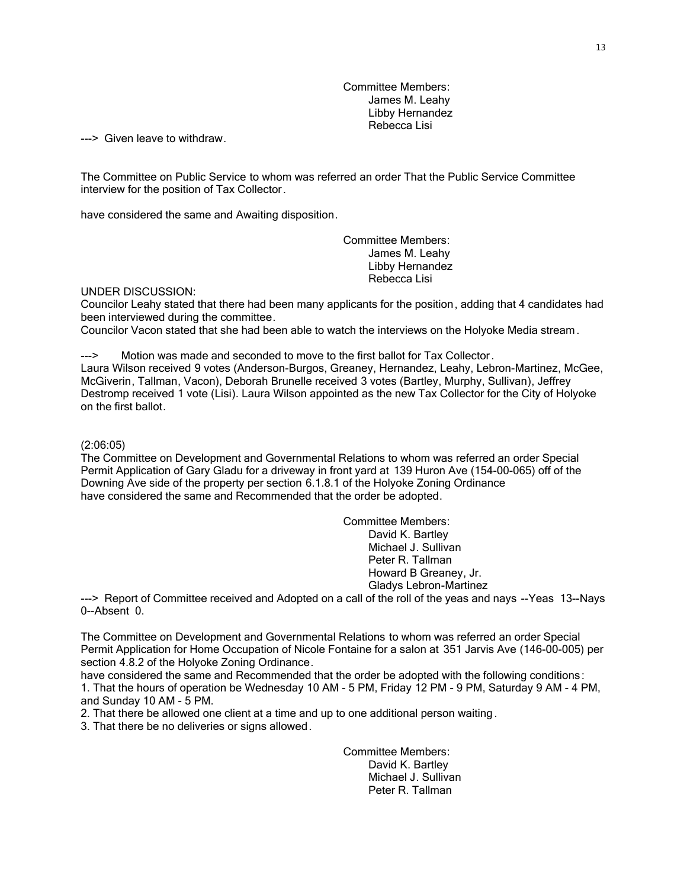Committee Members:
James M. Leahy
Libby Hernandez
Rebecca Lisi

---> Given leave to withdraw.

The Committee on Public Service to whom was referred an order That the Public Service Committee interview for the position of Tax Collector.

have considered the same and Awaiting disposition.

Committee Members:
James M. Leahy
Libby Hernandez
Rebecca Lisi

UNDER DISCUSSION:
Councilor Leahy stated that there had been many applicants for the position, adding that 4 candidates had been interviewed during the committee.
Councilor Vacon stated that she had been able to watch the interviews on the Holyoke Media stream.

---> Motion was made and seconded to move to the first ballot for Tax Collector.
Laura Wilson received 9 votes (Anderson-Burgos, Greaney, Hernandez, Leahy, Lebron-Martinez, McGee, McGiverin, Tallman, Vacon), Deborah Brunelle received 3 votes (Bartley, Murphy, Sullivan), Jeffrey Destromp received 1 vote (Lisi). Laura Wilson appointed as the new Tax Collector for the City of Holyoke on the first ballot.

(2:06:05)
The Committee on Development and Governmental Relations to whom was referred an order Special Permit Application of Gary Gladu for a driveway in front yard at 139 Huron Ave (154-00-065) off of the Downing Ave side of the property per section 6.1.8.1 of the Holyoke Zoning Ordinance
have considered the same and Recommended that the order be adopted.

Committee Members:
David K. Bartley
Michael J. Sullivan
Peter R. Tallman
Howard B Greaney, Jr.
Gladys Lebron-Martinez

---> Report of Committee received and Adopted on a call of the roll of the yeas and nays --Yeas 13--Nays 0--Absent 0.

The Committee on Development and Governmental Relations to whom was referred an order Special Permit Application for Home Occupation of Nicole Fontaine for a salon at 351 Jarvis Ave (146-00-005) per section 4.8.2 of the Holyoke Zoning Ordinance.
have considered the same and Recommended that the order be adopted with the following conditions:
1. That the hours of operation be Wednesday 10 AM - 5 PM, Friday 12 PM - 9 PM, Saturday 9 AM - 4 PM, and Sunday 10 AM - 5 PM.
2. That there be allowed one client at a time and up to one additional person waiting.
3. That there be no deliveries or signs allowed.

Committee Members:
David K. Bartley
Michael J. Sullivan
Peter R. Tallman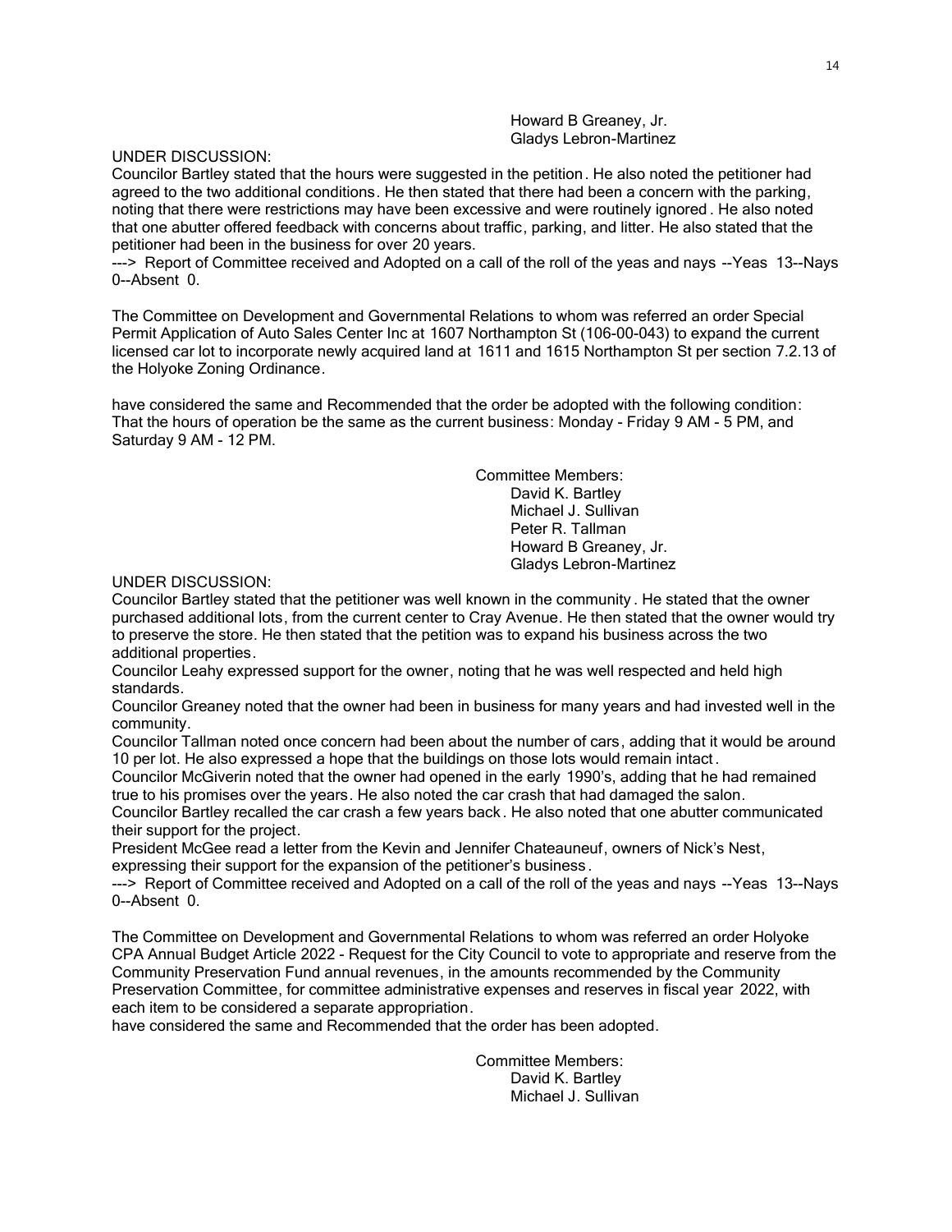Howard B Greaney, Jr.
Gladys Lebron-Martinez

UNDER DISCUSSION:
Councilor Bartley stated that the hours were suggested in the petition. He also noted the petitioner had agreed to the two additional conditions. He then stated that there had been a concern with the parking, noting that there were restrictions may have been excessive and were routinely ignored. He also noted that one abutter offered feedback with concerns about traffic, parking, and litter. He also stated that the petitioner had been in the business for over 20 years.
---> Report of Committee received and Adopted on a call of the roll of the yeas and nays --Yeas 13--Nays 0--Absent 0.

The Committee on Development and Governmental Relations to whom was referred an order Special Permit Application of Auto Sales Center Inc at 1607 Northampton St (106-00-043) to expand the current licensed car lot to incorporate newly acquired land at 1611 and 1615 Northampton St per section 7.2.13 of the Holyoke Zoning Ordinance.

have considered the same and Recommended that the order be adopted with the following condition: That the hours of operation be the same as the current business: Monday - Friday 9 AM - 5 PM, and Saturday 9 AM - 12 PM.

Committee Members:
David K. Bartley
Michael J. Sullivan
Peter R. Tallman
Howard B Greaney, Jr.
Gladys Lebron-Martinez

UNDER DISCUSSION:
Councilor Bartley stated that the petitioner was well known in the community. He stated that the owner purchased additional lots, from the current center to Cray Avenue. He then stated that the owner would try to preserve the store. He then stated that the petition was to expand his business across the two additional properties.
Councilor Leahy expressed support for the owner, noting that he was well respected and held high standards.
Councilor Greaney noted that the owner had been in business for many years and had invested well in the community.
Councilor Tallman noted once concern had been about the number of cars, adding that it would be around 10 per lot. He also expressed a hope that the buildings on those lots would remain intact.
Councilor McGiverin noted that the owner had opened in the early 1990's, adding that he had remained true to his promises over the years. He also noted the car crash that had damaged the salon.
Councilor Bartley recalled the car crash a few years back. He also noted that one abutter communicated their support for the project.
President McGee read a letter from the Kevin and Jennifer Chateauneuf, owners of Nick's Nest, expressing their support for the expansion of the petitioner's business.
---> Report of Committee received and Adopted on a call of the roll of the yeas and nays --Yeas 13--Nays 0--Absent 0.

The Committee on Development and Governmental Relations to whom was referred an order Holyoke CPA Annual Budget Article 2022 - Request for the City Council to vote to appropriate and reserve from the Community Preservation Fund annual revenues, in the amounts recommended by the Community Preservation Committee, for committee administrative expenses and reserves in fiscal year 2022, with each item to be considered a separate appropriation.
have considered the same and Recommended that the order has been adopted.

Committee Members:
David K. Bartley
Michael J. Sullivan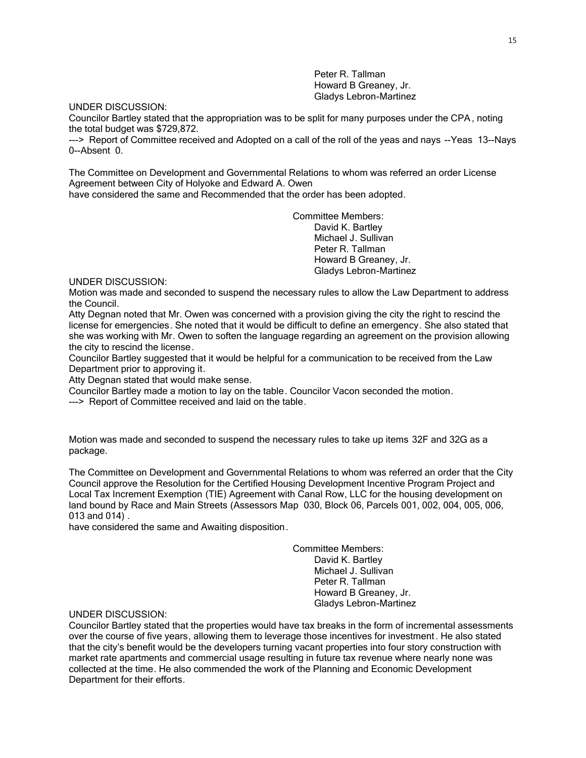Peter R. Tallman
Howard B Greaney, Jr.
Gladys Lebron-Martinez

UNDER DISCUSSION:
Councilor Bartley stated that the appropriation was to be split for many purposes under the CPA, noting the total budget was $729,872.
---> Report of Committee received and Adopted on a call of the roll of the yeas and nays --Yeas 13--Nays 0--Absent 0.

The Committee on Development and Governmental Relations to whom was referred an order License Agreement between City of Holyoke and Edward A. Owen
have considered the same and Recommended that the order has been adopted.

Committee Members:
David K. Bartley
Michael J. Sullivan
Peter R. Tallman
Howard B Greaney, Jr.
Gladys Lebron-Martinez

UNDER DISCUSSION:
Motion was made and seconded to suspend the necessary rules to allow the Law Department to address the Council.
Atty Degnan noted that Mr. Owen was concerned with a provision giving the city the right to rescind the license for emergencies. She noted that it would be difficult to define an emergency. She also stated that she was working with Mr. Owen to soften the language regarding an agreement on the provision allowing the city to rescind the license.
Councilor Bartley suggested that it would be helpful for a communication to be received from the Law Department prior to approving it.
Atty Degnan stated that would make sense.
Councilor Bartley made a motion to lay on the table. Councilor Vacon seconded the motion.
---> Report of Committee received and laid on the table.

Motion was made and seconded to suspend the necessary rules to take up items 32F and 32G as a package.

The Committee on Development and Governmental Relations to whom was referred an order that the City Council approve the Resolution for the Certified Housing Development Incentive Program Project and Local Tax Increment Exemption (TIE) Agreement with Canal Row, LLC for the housing development on land bound by Race and Main Streets (Assessors Map 030, Block 06, Parcels 001, 002, 004, 005, 006, 013 and 014) .
have considered the same and Awaiting disposition.

Committee Members:
David K. Bartley
Michael J. Sullivan
Peter R. Tallman
Howard B Greaney, Jr.
Gladys Lebron-Martinez

UNDER DISCUSSION:
Councilor Bartley stated that the properties would have tax breaks in the form of incremental assessments over the course of five years, allowing them to leverage those incentives for investment. He also stated that the city's benefit would be the developers turning vacant properties into four story construction with market rate apartments and commercial usage resulting in future tax revenue where nearly none was collected at the time. He also commended the work of the Planning and Economic Development Department for their efforts.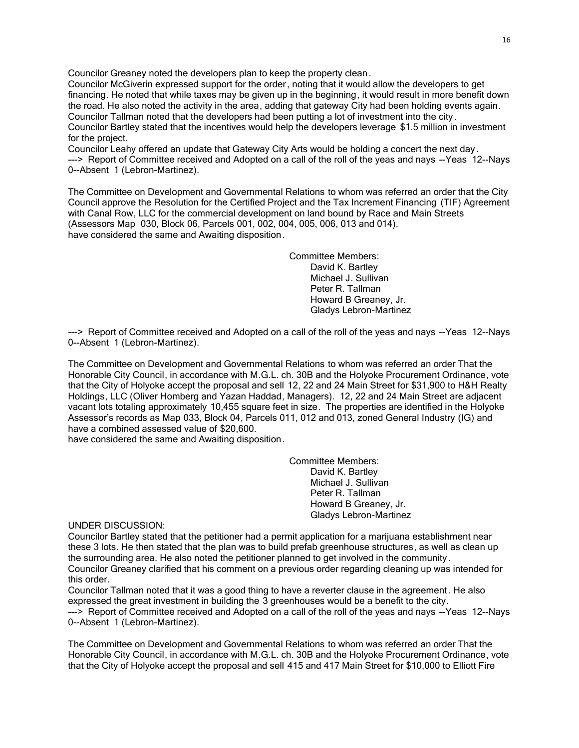Councilor Greaney noted the developers plan to keep the property clean.
Councilor McGiverin expressed support for the order, noting that it would allow the developers to get financing. He noted that while taxes may be given up in the beginning, it would result in more benefit down the road. He also noted the activity in the area, adding that gateway City had been holding events again.
Councilor Tallman noted that the developers had been putting a lot of investment into the city.
Councilor Bartley stated that the incentives would help the developers leverage $1.5 million in investment for the project.
Councilor Leahy offered an update that Gateway City Arts would be holding a concert the next day.
---> Report of Committee received and Adopted on a call of the roll of the yeas and nays --Yeas 12--Nays 0--Absent 1 (Lebron-Martinez).

The Committee on Development and Governmental Relations to whom was referred an order that the City Council approve the Resolution for the Certified Project and the Tax Increment Financing (TIF) Agreement with Canal Row, LLC for the commercial development on land bound by Race and Main Streets (Assessors Map 030, Block 06, Parcels 001, 002, 004, 005, 006, 013 and 014).
have considered the same and Awaiting disposition.

Committee Members:
David K. Bartley
Michael J. Sullivan
Peter R. Tallman
Howard B Greaney, Jr.
Gladys Lebron-Martinez

---> Report of Committee received and Adopted on a call of the roll of the yeas and nays --Yeas 12--Nays 0--Absent 1 (Lebron-Martinez).

The Committee on Development and Governmental Relations to whom was referred an order That the Honorable City Council, in accordance with M.G.L. ch. 30B and the Holyoke Procurement Ordinance, vote that the City of Holyoke accept the proposal and sell 12, 22 and 24 Main Street for $31,900 to H&H Realty Holdings, LLC (Oliver Homberg and Yazan Haddad, Managers). 12, 22 and 24 Main Street are adjacent vacant lots totaling approximately 10,455 square feet in size. The properties are identified in the Holyoke Assessor's records as Map 033, Block 04, Parcels 011, 012 and 013, zoned General Industry (IG) and have a combined assessed value of $20,600.
have considered the same and Awaiting disposition.

Committee Members:
David K. Bartley
Michael J. Sullivan
Peter R. Tallman
Howard B Greaney, Jr.
Gladys Lebron-Martinez

UNDER DISCUSSION:
Councilor Bartley stated that the petitioner had a permit application for a marijuana establishment near these 3 lots. He then stated that the plan was to build prefab greenhouse structures, as well as clean up the surrounding area. He also noted the petitioner planned to get involved in the community.
Councilor Greaney clarified that his comment on a previous order regarding cleaning up was intended for this order.
Councilor Tallman noted that it was a good thing to have a reverter clause in the agreement. He also expressed the great investment in building the 3 greenhouses would be a benefit to the city.
---> Report of Committee received and Adopted on a call of the roll of the yeas and nays --Yeas 12--Nays 0--Absent 1 (Lebron-Martinez).

The Committee on Development and Governmental Relations to whom was referred an order That the Honorable City Council, in accordance with M.G.L. ch. 30B and the Holyoke Procurement Ordinance, vote that the City of Holyoke accept the proposal and sell 415 and 417 Main Street for $10,000 to Elliott Fire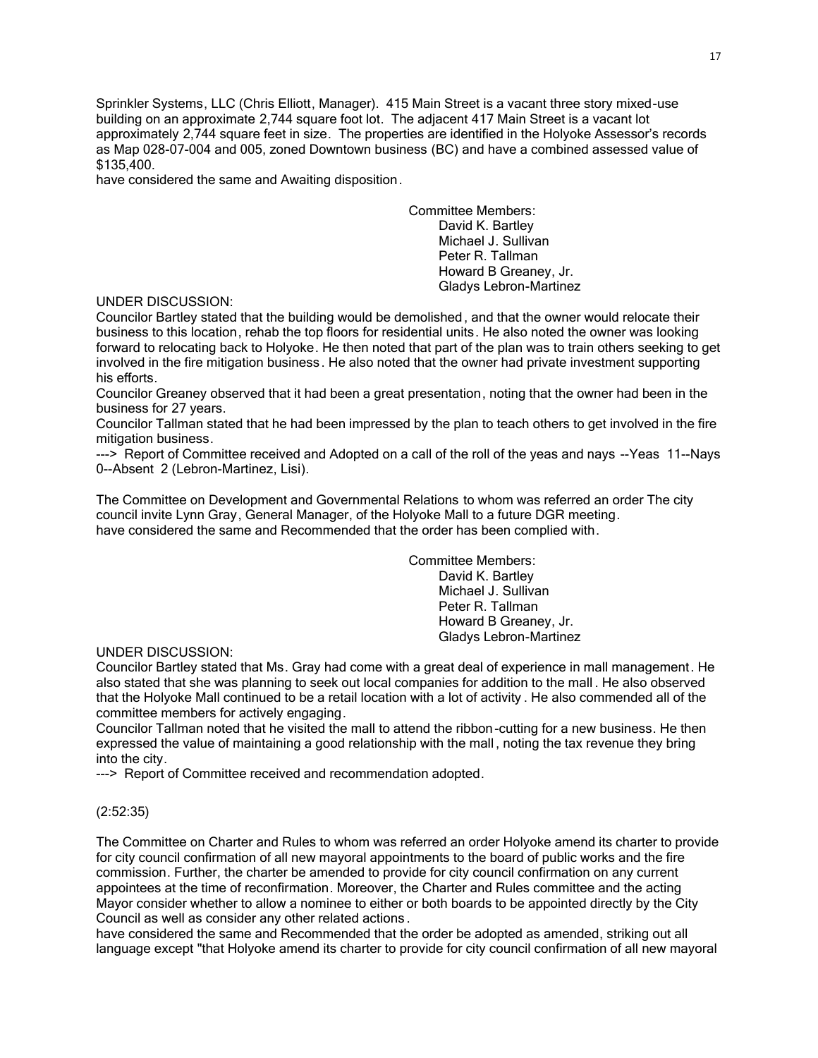Sprinkler Systems, LLC (Chris Elliott, Manager). 415 Main Street is a vacant three story mixed-use building on an approximate 2,744 square foot lot. The adjacent 417 Main Street is a vacant lot approximately 2,744 square feet in size. The properties are identified in the Holyoke Assessor's records as Map 028-07-004 and 005, zoned Downtown business (BC) and have a combined assessed value of $135,400.
have considered the same and Awaiting disposition.

Committee Members:
David K. Bartley
Michael J. Sullivan
Peter R. Tallman
Howard B Greaney, Jr.
Gladys Lebron-Martinez

UNDER DISCUSSION:
Councilor Bartley stated that the building would be demolished, and that the owner would relocate their business to this location, rehab the top floors for residential units. He also noted the owner was looking forward to relocating back to Holyoke. He then noted that part of the plan was to train others seeking to get involved in the fire mitigation business. He also noted that the owner had private investment supporting his efforts.
Councilor Greaney observed that it had been a great presentation, noting that the owner had been in the business for 27 years.
Councilor Tallman stated that he had been impressed by the plan to teach others to get involved in the fire mitigation business.
---> Report of Committee received and Adopted on a call of the roll of the yeas and nays --Yeas 11--Nays 0--Absent 2 (Lebron-Martinez, Lisi).

The Committee on Development and Governmental Relations to whom was referred an order The city council invite Lynn Gray, General Manager, of the Holyoke Mall to a future DGR meeting.
have considered the same and Recommended that the order has been complied with.

Committee Members:
David K. Bartley
Michael J. Sullivan
Peter R. Tallman
Howard B Greaney, Jr.
Gladys Lebron-Martinez

UNDER DISCUSSION:
Councilor Bartley stated that Ms. Gray had come with a great deal of experience in mall management. He also stated that she was planning to seek out local companies for addition to the mall. He also observed that the Holyoke Mall continued to be a retail location with a lot of activity. He also commended all of the committee members for actively engaging.
Councilor Tallman noted that he visited the mall to attend the ribbon-cutting for a new business. He then expressed the value of maintaining a good relationship with the mall, noting the tax revenue they bring into the city.
---> Report of Committee received and recommendation adopted.

(2:52:35)

The Committee on Charter and Rules to whom was referred an order Holyoke amend its charter to provide for city council confirmation of all new mayoral appointments to the board of public works and the fire commission. Further, the charter be amended to provide for city council confirmation on any current appointees at the time of reconfirmation. Moreover, the Charter and Rules committee and the acting Mayor consider whether to allow a nominee to either or both boards to be appointed directly by the City Council as well as consider any other related actions.
have considered the same and Recommended that the order be adopted as amended, striking out all language except "that Holyoke amend its charter to provide for city council confirmation of all new mayoral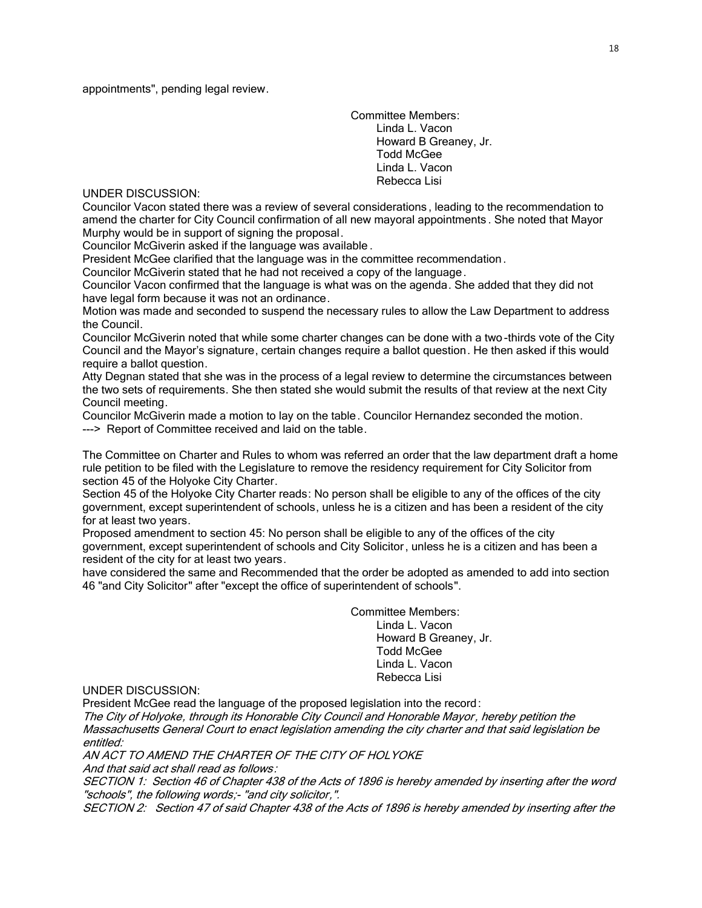appointments", pending legal review.

Committee Members:
Linda L. Vacon
Howard B Greaney, Jr.
Todd McGee
Linda L. Vacon
Rebecca Lisi

UNDER DISCUSSION:
Councilor Vacon stated there was a review of several considerations, leading to the recommendation to amend the charter for City Council confirmation of all new mayoral appointments. She noted that Mayor Murphy would be in support of signing the proposal.
Councilor McGiverin asked if the language was available.
President McGee clarified that the language was in the committee recommendation.
Councilor McGiverin stated that he had not received a copy of the language.
Councilor Vacon confirmed that the language is what was on the agenda. She added that they did not have legal form because it was not an ordinance.
Motion was made and seconded to suspend the necessary rules to allow the Law Department to address the Council.
Councilor McGiverin noted that while some charter changes can be done with a two-thirds vote of the City Council and the Mayor's signature, certain changes require a ballot question. He then asked if this would require a ballot question.
Atty Degnan stated that she was in the process of a legal review to determine the circumstances between the two sets of requirements. She then stated she would submit the results of that review at the next City Council meeting.
Councilor McGiverin made a motion to lay on the table. Councilor Hernandez seconded the motion.
---> Report of Committee received and laid on the table.

The Committee on Charter and Rules to whom was referred an order that the law department draft a home rule petition to be filed with the Legislature to remove the residency requirement for City Solicitor from section 45 of the Holyoke City Charter.
Section 45 of the Holyoke City Charter reads: No person shall be eligible to any of the offices of the city government, except superintendent of schools, unless he is a citizen and has been a resident of the city for at least two years.
Proposed amendment to section 45: No person shall be eligible to any of the offices of the city government, except superintendent of schools and City Solicitor, unless he is a citizen and has been a resident of the city for at least two years.
have considered the same and Recommended that the order be adopted as amended to add into section 46 "and City Solicitor" after "except the office of superintendent of schools".

Committee Members:
Linda L. Vacon
Howard B Greaney, Jr.
Todd McGee
Linda L. Vacon
Rebecca Lisi

UNDER DISCUSSION:
President McGee read the language of the proposed legislation into the record:
*The City of Holyoke, through its Honorable City Council and Honorable Mayor, hereby petition the Massachusetts General Court to enact legislation amending the city charter and that said legislation be entitled:*
*AN ACT TO AMEND THE CHARTER OF THE CITY OF HOLYOKE*
*And that said act shall read as follows:*
*SECTION 1: Section 46 of Chapter 438 of the Acts of 1896 is hereby amended by inserting after the word "schools", the following words;- "and city solicitor,".*
*SECTION 2: Section 47 of said Chapter 438 of the Acts of 1896 is hereby amended by inserting after the*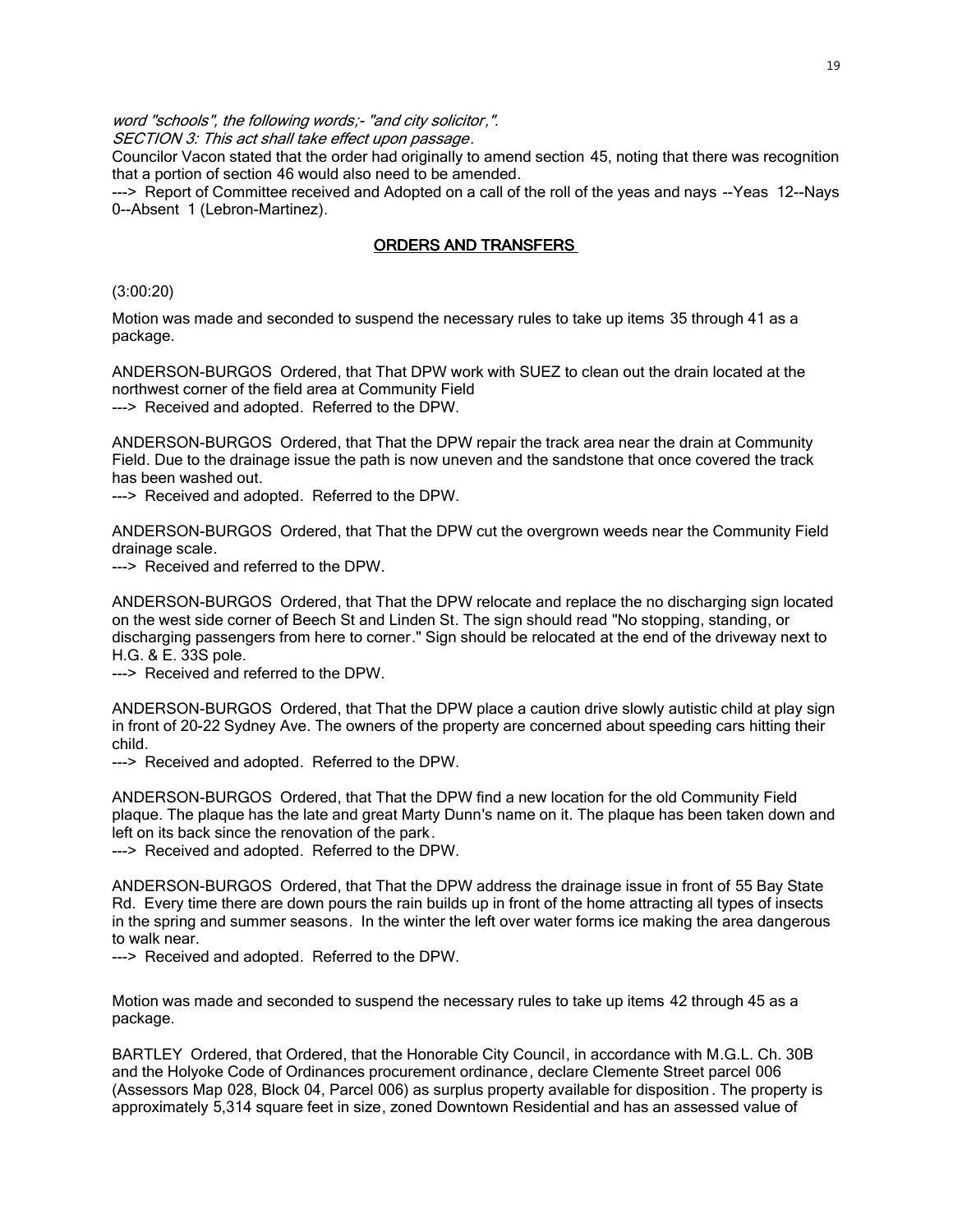*word "schools", the following words;- "and city solicitor,".*

*SECTION 3: This act shall take effect upon passage.*

Councilor Vacon stated that the order had originally to amend section 45, noting that there was recognition that a portion of section 46 would also need to be amended.

---> Report of Committee received and Adopted on a call of the roll of the yeas and nays --Yeas 12--Nays 0--Absent 1 (Lebron-Martinez).

## ORDERS AND TRANSFERS

(3:00:20)

Motion was made and seconded to suspend the necessary rules to take up items 35 through 41 as a package.

ANDERSON-BURGOS Ordered, that That DPW work with SUEZ to clean out the drain located at the northwest corner of the field area at Community Field

---> Received and adopted. Referred to the DPW.

ANDERSON-BURGOS Ordered, that That the DPW repair the track area near the drain at Community Field. Due to the drainage issue the path is now uneven and the sandstone that once covered the track has been washed out.

---> Received and adopted. Referred to the DPW.

ANDERSON-BURGOS Ordered, that That the DPW cut the overgrown weeds near the Community Field drainage scale.

---> Received and referred to the DPW.

ANDERSON-BURGOS Ordered, that That the DPW relocate and replace the no discharging sign located on the west side corner of Beech St and Linden St. The sign should read "No stopping, standing, or discharging passengers from here to corner." Sign should be relocated at the end of the driveway next to H.G. & E. 33S pole.

---> Received and referred to the DPW.

ANDERSON-BURGOS Ordered, that That the DPW place a caution drive slowly autistic child at play sign in front of 20-22 Sydney Ave. The owners of the property are concerned about speeding cars hitting their child.

---> Received and adopted. Referred to the DPW.

ANDERSON-BURGOS Ordered, that That the DPW find a new location for the old Community Field plaque. The plaque has the late and great Marty Dunn's name on it. The plaque has been taken down and left on its back since the renovation of the park.

---> Received and adopted. Referred to the DPW.

ANDERSON-BURGOS Ordered, that That the DPW address the drainage issue in front of 55 Bay State Rd. Every time there are down pours the rain builds up in front of the home attracting all types of insects in the spring and summer seasons. In the winter the left over water forms ice making the area dangerous to walk near.

---> Received and adopted. Referred to the DPW.

Motion was made and seconded to suspend the necessary rules to take up items 42 through 45 as a package.

BARTLEY Ordered, that Ordered, that the Honorable City Council, in accordance with M.G.L. Ch. 30B and the Holyoke Code of Ordinances procurement ordinance, declare Clemente Street parcel 006 (Assessors Map 028, Block 04, Parcel 006) as surplus property available for disposition. The property is approximately 5,314 square feet in size, zoned Downtown Residential and has an assessed value of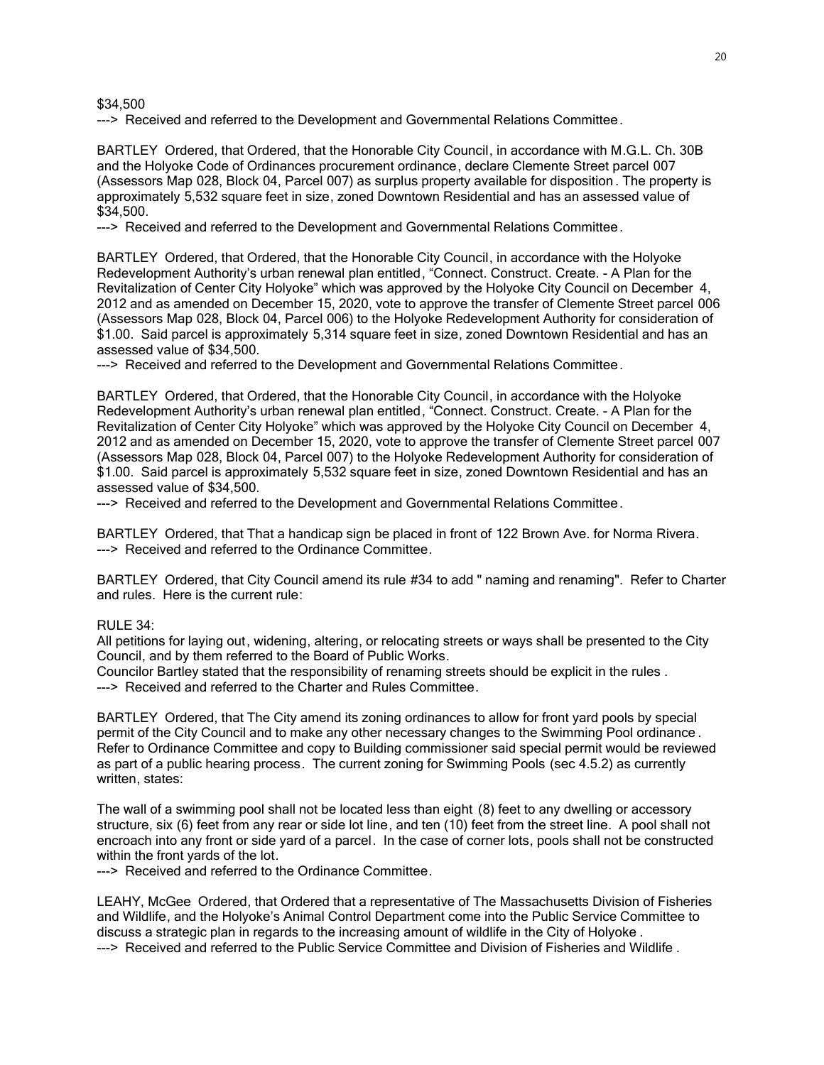$34,500

---> Received and referred to the Development and Governmental Relations Committee.

BARTLEY Ordered, that Ordered, that the Honorable City Council, in accordance with M.G.L. Ch. 30B and the Holyoke Code of Ordinances procurement ordinance, declare Clemente Street parcel 007 (Assessors Map 028, Block 04, Parcel 007) as surplus property available for disposition. The property is approximately 5,532 square feet in size, zoned Downtown Residential and has an assessed value of $34,500.

---> Received and referred to the Development and Governmental Relations Committee.

BARTLEY Ordered, that Ordered, that the Honorable City Council, in accordance with the Holyoke Redevelopment Authority's urban renewal plan entitled, "Connect. Construct. Create. - A Plan for the Revitalization of Center City Holyoke" which was approved by the Holyoke City Council on December 4, 2012 and as amended on December 15, 2020, vote to approve the transfer of Clemente Street parcel 006 (Assessors Map 028, Block 04, Parcel 006) to the Holyoke Redevelopment Authority for consideration of $1.00. Said parcel is approximately 5,314 square feet in size, zoned Downtown Residential and has an assessed value of $34,500.

---> Received and referred to the Development and Governmental Relations Committee.

BARTLEY Ordered, that Ordered, that the Honorable City Council, in accordance with the Holyoke Redevelopment Authority's urban renewal plan entitled, "Connect. Construct. Create. - A Plan for the Revitalization of Center City Holyoke" which was approved by the Holyoke City Council on December 4, 2012 and as amended on December 15, 2020, vote to approve the transfer of Clemente Street parcel 007 (Assessors Map 028, Block 04, Parcel 007) to the Holyoke Redevelopment Authority for consideration of $1.00. Said parcel is approximately 5,532 square feet in size, zoned Downtown Residential and has an assessed value of $34,500.

---> Received and referred to the Development and Governmental Relations Committee.

BARTLEY Ordered, that That a handicap sign be placed in front of 122 Brown Ave. for Norma Rivera.

---> Received and referred to the Ordinance Committee.

BARTLEY Ordered, that City Council amend its rule #34 to add " naming and renaming". Refer to Charter and rules. Here is the current rule:

RULE 34:

All petitions for laying out, widening, altering, or relocating streets or ways shall be presented to the City Council, and by them referred to the Board of Public Works.

Councilor Bartley stated that the responsibility of renaming streets should be explicit in the rules .

---> Received and referred to the Charter and Rules Committee.

BARTLEY Ordered, that The City amend its zoning ordinances to allow for front yard pools by special permit of the City Council and to make any other necessary changes to the Swimming Pool ordinance. Refer to Ordinance Committee and copy to Building commissioner said special permit would be reviewed as part of a public hearing process. The current zoning for Swimming Pools (sec 4.5.2) as currently written, states:

The wall of a swimming pool shall not be located less than eight (8) feet to any dwelling or accessory structure, six (6) feet from any rear or side lot line, and ten (10) feet from the street line. A pool shall not encroach into any front or side yard of a parcel. In the case of corner lots, pools shall not be constructed within the front yards of the lot.

---> Received and referred to the Ordinance Committee.

LEAHY, McGee Ordered, that Ordered that a representative of The Massachusetts Division of Fisheries and Wildlife, and the Holyoke's Animal Control Department come into the Public Service Committee to discuss a strategic plan in regards to the increasing amount of wildlife in the City of Holyoke .

---> Received and referred to the Public Service Committee and Division of Fisheries and Wildlife .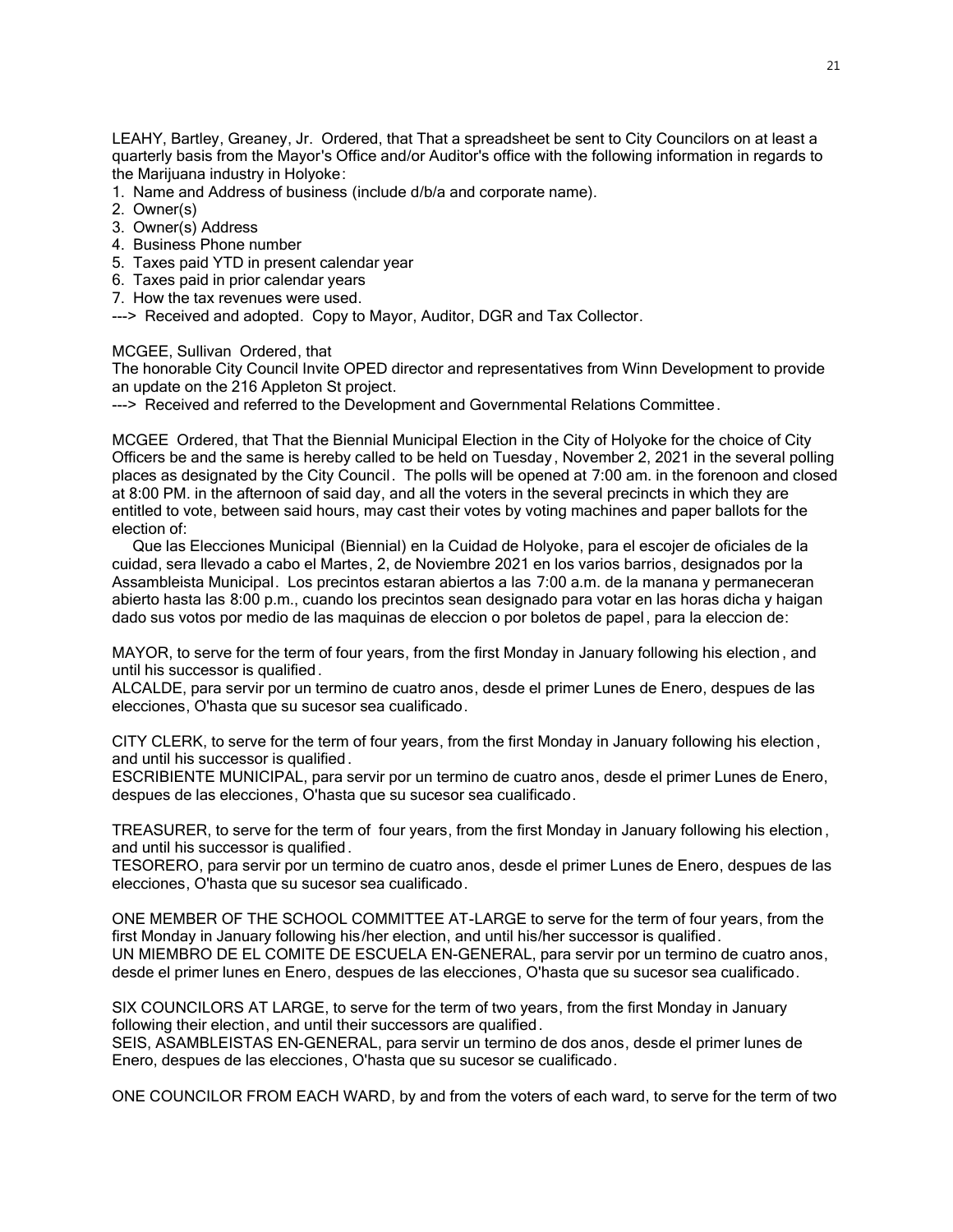LEAHY, Bartley, Greaney, Jr.  Ordered, that That a spreadsheet be sent to City Councilors on at least a quarterly basis from the Mayor's Office and/or Auditor's office with the following information in regards to the Marijuana industry in Holyoke:

1. Name and Address of business (include d/b/a and corporate name).
2. Owner(s)
3. Owner(s) Address
4. Business Phone number
5. Taxes paid YTD in present calendar year
6. Taxes paid in prior calendar years
7. How the tax revenues were used.

--->  Received and adopted.  Copy to Mayor, Auditor, DGR and Tax Collector.

MCGEE, Sullivan  Ordered, that
The honorable City Council Invite OPED director and representatives from Winn Development to provide an update on the 216 Appleton St project.
--->  Received and referred to the Development and Governmental Relations Committee.

MCGEE  Ordered, that That the Biennial Municipal Election in the City of Holyoke for the choice of City Officers be and the same is hereby called to be held on Tuesday, November 2, 2021 in the several polling places as designated by the City Council.  The polls will be opened at 7:00 am. in the forenoon and closed at 8:00 PM. in the afternoon of said day, and all the voters in the several precincts in which they are entitled to vote, between said hours, may cast their votes by voting machines and paper ballots for the election of:

Que las Elecciones Municipal (Biennial) en la Cuidad de Holyoke, para el escojer de oficiales de la cuidad, sera llevado a cabo el Martes, 2, de Noviembre 2021 en los varios barrios, designados por la Assambleista Municipal.  Los precintos estaran abiertos a las 7:00 a.m. de la manana y permaneceran abierto hasta las 8:00 p.m., cuando los precintos sean designado para votar en las horas dicha y haigan dado sus votos por medio de las maquinas de eleccion o por boletos de papel, para la eleccion de:

MAYOR, to serve for the term of four years, from the first Monday in January following his election, and until his successor is qualified.
ALCALDE, para servir por un termino de cuatro anos, desde el primer Lunes de Enero, despues de las elecciones, O'hasta que su sucesor sea cualificado.

CITY CLERK, to serve for the term of four years, from the first Monday in January following his election, and until his successor is qualified.
ESCRIBIENTE MUNICIPAL, para servir por un termino de cuatro anos, desde el primer Lunes de Enero, despues de las elecciones, O'hasta que su sucesor sea cualificado.

TREASURER, to serve for the term of  four years, from the first Monday in January following his election, and until his successor is qualified.
TESORERO, para servir por un termino de cuatro anos, desde el primer Lunes de Enero, despues de las elecciones, O'hasta que su sucesor sea cualificado.

ONE MEMBER OF THE SCHOOL COMMITTEE AT-LARGE to serve for the term of four years, from the first Monday in January following his/her election, and until his/her successor is qualified.
UN MIEMBRO DE EL COMITE DE ESCUELA EN-GENERAL, para servir por un termino de cuatro anos, desde el primer lunes en Enero, despues de las elecciones, O'hasta que su sucesor sea cualificado.

SIX COUNCILORS AT LARGE, to serve for the term of two years, from the first Monday in January following their election, and until their successors are qualified.
SEIS, ASAMBLEISTAS EN-GENERAL, para servir un termino de dos anos, desde el primer lunes de Enero, despues de las elecciones, O'hasta que su sucesor se cualificado.

ONE COUNCILOR FROM EACH WARD, by and from the voters of each ward, to serve for the term of two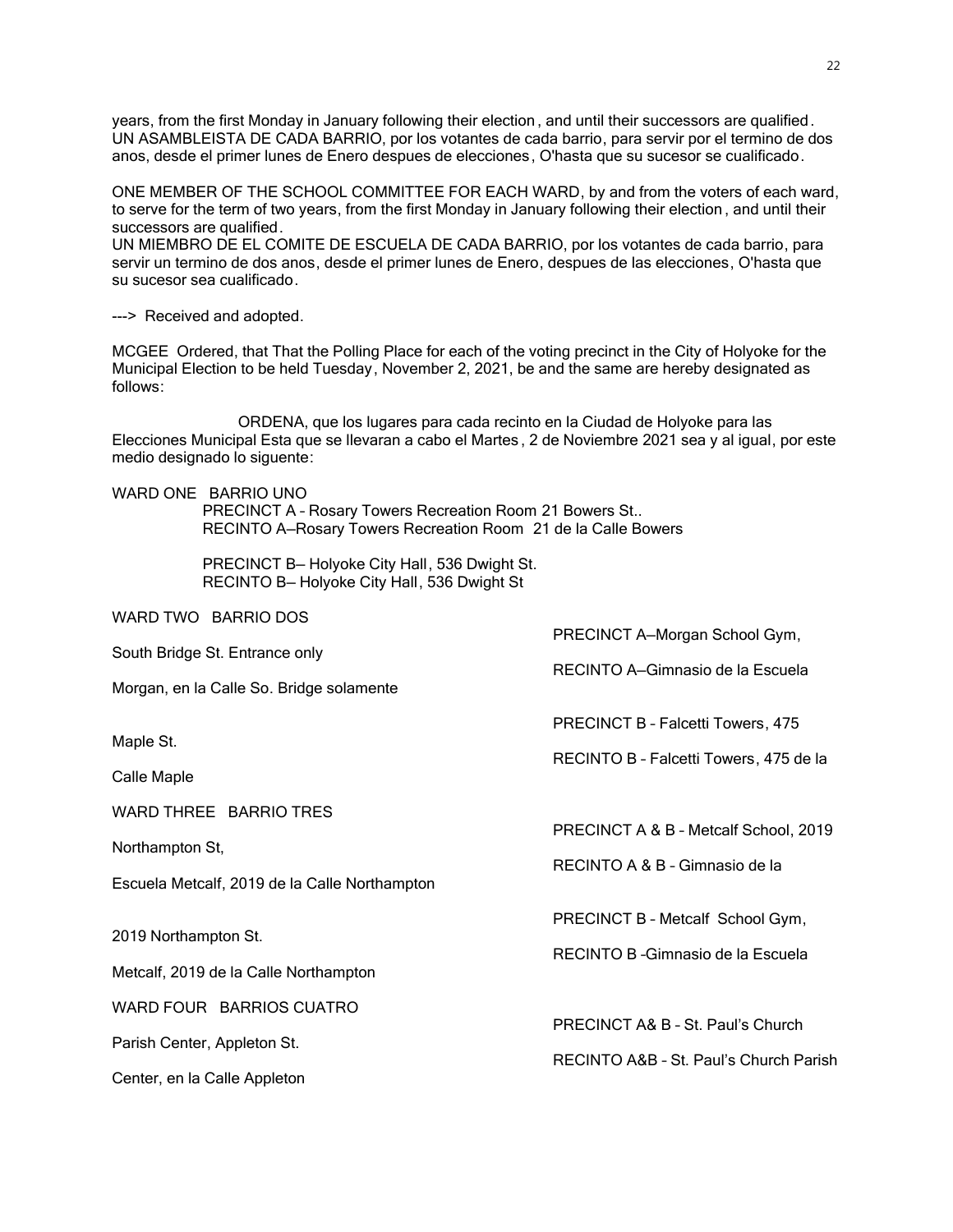years, from the first Monday in January following their election, and until their successors are qualified.
UN ASAMBLEISTA DE CADA BARRIO, por los votantes de cada barrio, para servir por el termino de dos anos, desde el primer lunes de Enero despues de elecciones, O'hasta que su sucesor se cualificado.

ONE MEMBER OF THE SCHOOL COMMITTEE FOR EACH WARD, by and from the voters of each ward, to serve for the term of two years, from the first Monday in January following their election, and until their successors are qualified.
UN MIEMBRO DE EL COMITE DE ESCUELA DE CADA BARRIO, por los votantes de cada barrio, para servir un termino de dos anos, desde el primer lunes de Enero, despues de las elecciones, O'hasta que su sucesor sea cualificado.

---> Received and adopted.

MCGEE Ordered, that That the Polling Place for each of the voting precinct in the City of Holyoke for the Municipal Election to be held Tuesday, November 2, 2021, be and the same are hereby designated as follows:

ORDENA, que los lugares para cada recinto en la Ciudad de Holyoke para las Elecciones Municipal Esta que se llevaran a cabo el Martes, 2 de Noviembre 2021 sea y al igual, por este medio designado lo siguente:

WARD ONE BARRIO UNO

PRECINCT A – Rosary Towers Recreation Room 21 Bowers St..
RECINTO A—Rosary Towers Recreation Room 21 de la Calle Bowers

PRECINCT B— Holyoke City Hall, 536 Dwight St.
RECINTO B— Holyoke City Hall, 536 Dwight St

WARD TWO BARRIO DOS

PRECINCT A—Morgan School Gym, South Bridge St. Entrance only
RECINTO A—Gimnasio de la Escuela Morgan, en la Calle So. Bridge solamente

PRECINCT B – Falcetti Towers, 475 Maple St.
RECINTO B – Falcetti Towers, 475 de la Calle Maple

WARD THREE BARRIO TRES

PRECINCT A & B – Metcalf School, 2019 Northampton St,
RECINTO A & B – Gimnasio de la Escuela Metcalf, 2019 de la Calle Northampton

PRECINCT B – Metcalf School Gym, 2019 Northampton St.
RECINTO B –Gimnasio de la Escuela Metcalf, 2019 de la Calle Northampton

WARD FOUR BARRIOS CUATRO

PRECINCT A& B – St. Paul's Church Parish Center, Appleton St.
RECINTO A&B – St. Paul's Church Parish Center, en la Calle Appleton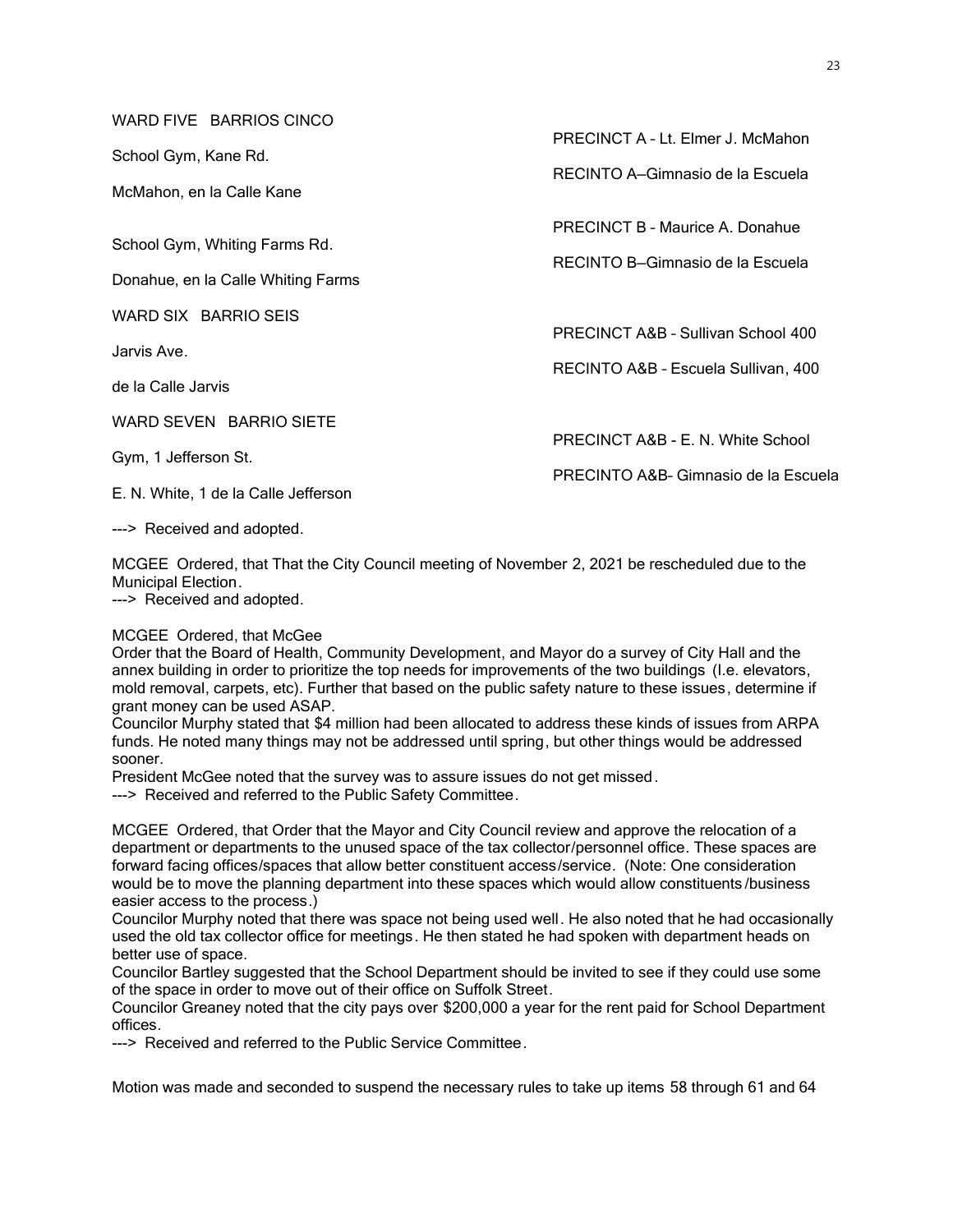WARD FIVE BARRIOS CINCO

PRECINCT A – Lt. Elmer J. McMahon

School Gym, Kane Rd.

RECINTO A—Gimnasio de la Escuela

McMahon, en la Calle Kane

PRECINCT B – Maurice A. Donahue

School Gym, Whiting Farms Rd.

RECINTO B—Gimnasio de la Escuela

Donahue, en la Calle Whiting Farms

WARD SIX BARRIO SEIS

PRECINCT A&B – Sullivan School 400

Jarvis Ave.

RECINTO A&B – Escuela Sullivan, 400

de la Calle Jarvis

WARD SEVEN BARRIO SIETE

PRECINCT A&B - E. N. White School

Gym, 1 Jefferson St.

PRECINTO A&B- Gimnasio de la Escuela

E. N. White, 1 de la Calle Jefferson

---> Received and adopted.

MCGEE Ordered, that That the City Council meeting of November 2, 2021 be rescheduled due to the Municipal Election.
---> Received and adopted.

MCGEE Ordered, that McGee
Order that the Board of Health, Community Development, and Mayor do a survey of City Hall and the annex building in order to prioritize the top needs for improvements of the two buildings (I.e. elevators, mold removal, carpets, etc). Further that based on the public safety nature to these issues, determine if grant money can be used ASAP.
Councilor Murphy stated that $4 million had been allocated to address these kinds of issues from ARPA funds. He noted many things may not be addressed until spring, but other things would be addressed sooner.
President McGee noted that the survey was to assure issues do not get missed.
---> Received and referred to the Public Safety Committee.

MCGEE Ordered, that Order that the Mayor and City Council review and approve the relocation of a department or departments to the unused space of the tax collector/personnel office. These spaces are forward facing offices/spaces that allow better constituent access/service. (Note: One consideration would be to move the planning department into these spaces which would allow constituents/business easier access to the process.)
Councilor Murphy noted that there was space not being used well. He also noted that he had occasionally used the old tax collector office for meetings. He then stated he had spoken with department heads on better use of space.
Councilor Bartley suggested that the School Department should be invited to see if they could use some of the space in order to move out of their office on Suffolk Street.
Councilor Greaney noted that the city pays over $200,000 a year for the rent paid for School Department offices.
---> Received and referred to the Public Service Committee.

Motion was made and seconded to suspend the necessary rules to take up items 58 through 61 and 64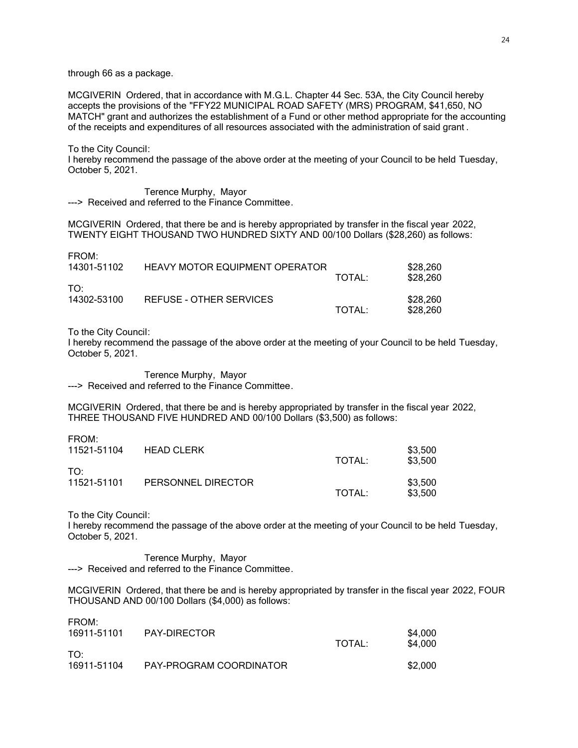through 66 as a package.

MCGIVERIN Ordered, that in accordance with M.G.L. Chapter 44 Sec. 53A, the City Council hereby accepts the provisions of the "FFY22 MUNICIPAL ROAD SAFETY (MRS) PROGRAM, $41,650, NO MATCH" grant and authorizes the establishment of a Fund or other method appropriate for the accounting of the receipts and expenditures of all resources associated with the administration of said grant.

To the City Council:
I hereby recommend the passage of the above order at the meeting of your Council to be held Tuesday, October 5, 2021.

Terence Murphy, Mayor
---> Received and referred to the Finance Committee.

MCGIVERIN Ordered, that there be and is hereby appropriated by transfer in the fiscal year 2022, TWENTY EIGHT THOUSAND TWO HUNDRED SIXTY AND 00/100 Dollars ($28,260) as follows:

| | | | |
|---|---|---|---|
| FROM: | | | |
| 14301-51102 | HEAVY MOTOR EQUIPMENT OPERATOR | | $28,260 |
| | | TOTAL: | $28,260 |
| TO: | | | |
| 14302-53100 | REFUSE - OTHER SERVICES | | $28,260 |
| | | TOTAL: | $28,260 |

To the City Council:
I hereby recommend the passage of the above order at the meeting of your Council to be held Tuesday, October 5, 2021.

Terence Murphy, Mayor
---> Received and referred to the Finance Committee.

MCGIVERIN Ordered, that there be and is hereby appropriated by transfer in the fiscal year 2022, THREE THOUSAND FIVE HUNDRED AND 00/100 Dollars ($3,500) as follows:

| | | | |
|---|---|---|---|
| FROM: | | | |
| 11521-51104 | HEAD CLERK | | $3,500 |
| | | TOTAL: | $3,500 |
| TO: | | | |
| 11521-51101 | PERSONNEL DIRECTOR | | $3,500 |
| | | TOTAL: | $3,500 |

To the City Council:
I hereby recommend the passage of the above order at the meeting of your Council to be held Tuesday, October 5, 2021.

Terence Murphy, Mayor
---> Received and referred to the Finance Committee.

MCGIVERIN Ordered, that there be and is hereby appropriated by transfer in the fiscal year 2022, FOUR THOUSAND AND 00/100 Dollars ($4,000) as follows:

| | | | |
|---|---|---|---|
| FROM: | | | |
| 16911-51101 | PAY-DIRECTOR | | $4,000 |
| | | TOTAL: | $4,000 |
| TO: | | | |
| 16911-51104 | PAY-PROGRAM COORDINATOR | | $2,000 |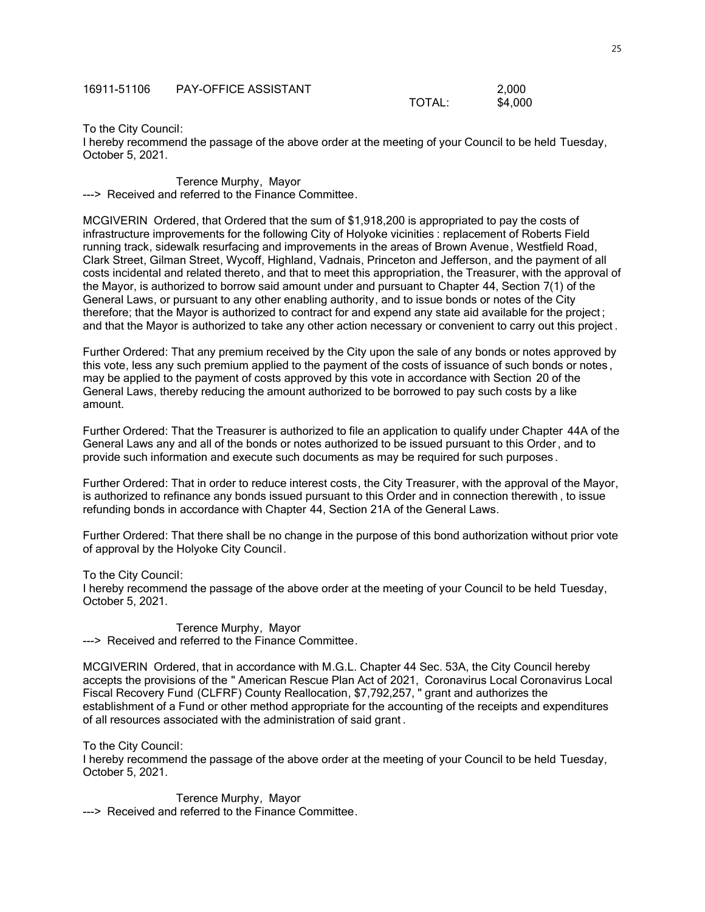| | | | |
|---|---|---|---|
| 16911-51106 | PAY-OFFICE ASSISTANT | | 2,000 |
| | | TOTAL: | $4,000 |

To the City Council:
I hereby recommend the passage of the above order at the meeting of your Council to be held Tuesday, October 5, 2021.

Terence Murphy, Mayor
---> Received and referred to the Finance Committee.

MCGIVERIN Ordered, that Ordered that the sum of $1,918,200 is appropriated to pay the costs of infrastructure improvements for the following City of Holyoke vicinities : replacement of Roberts Field running track, sidewalk resurfacing and improvements in the areas of Brown Avenue, Westfield Road, Clark Street, Gilman Street, Wycoff, Highland, Vadnais, Princeton and Jefferson, and the payment of all costs incidental and related thereto, and that to meet this appropriation, the Treasurer, with the approval of the Mayor, is authorized to borrow said amount under and pursuant to Chapter 44, Section 7(1) of the General Laws, or pursuant to any other enabling authority, and to issue bonds or notes of the City therefore; that the Mayor is authorized to contract for and expend any state aid available for the project; and that the Mayor is authorized to take any other action necessary or convenient to carry out this project.

Further Ordered: That any premium received by the City upon the sale of any bonds or notes approved by this vote, less any such premium applied to the payment of the costs of issuance of such bonds or notes, may be applied to the payment of costs approved by this vote in accordance with Section 20 of the General Laws, thereby reducing the amount authorized to be borrowed to pay such costs by a like amount.

Further Ordered: That the Treasurer is authorized to file an application to qualify under Chapter 44A of the General Laws any and all of the bonds or notes authorized to be issued pursuant to this Order, and to provide such information and execute such documents as may be required for such purposes.

Further Ordered: That in order to reduce interest costs, the City Treasurer, with the approval of the Mayor, is authorized to refinance any bonds issued pursuant to this Order and in connection therewith, to issue refunding bonds in accordance with Chapter 44, Section 21A of the General Laws.

Further Ordered: That there shall be no change in the purpose of this bond authorization without prior vote of approval by the Holyoke City Council.

To the City Council:
I hereby recommend the passage of the above order at the meeting of your Council to be held Tuesday, October 5, 2021.

Terence Murphy, Mayor
---> Received and referred to the Finance Committee.

MCGIVERIN Ordered, that in accordance with M.G.L. Chapter 44 Sec. 53A, the City Council hereby accepts the provisions of the " American Rescue Plan Act of 2021, Coronavirus Local Coronavirus Local Fiscal Recovery Fund (CLFRF) County Reallocation, $7,792,257, " grant and authorizes the establishment of a Fund or other method appropriate for the accounting of the receipts and expenditures of all resources associated with the administration of said grant.

To the City Council:
I hereby recommend the passage of the above order at the meeting of your Council to be held Tuesday, October 5, 2021.

Terence Murphy, Mayor
---> Received and referred to the Finance Committee.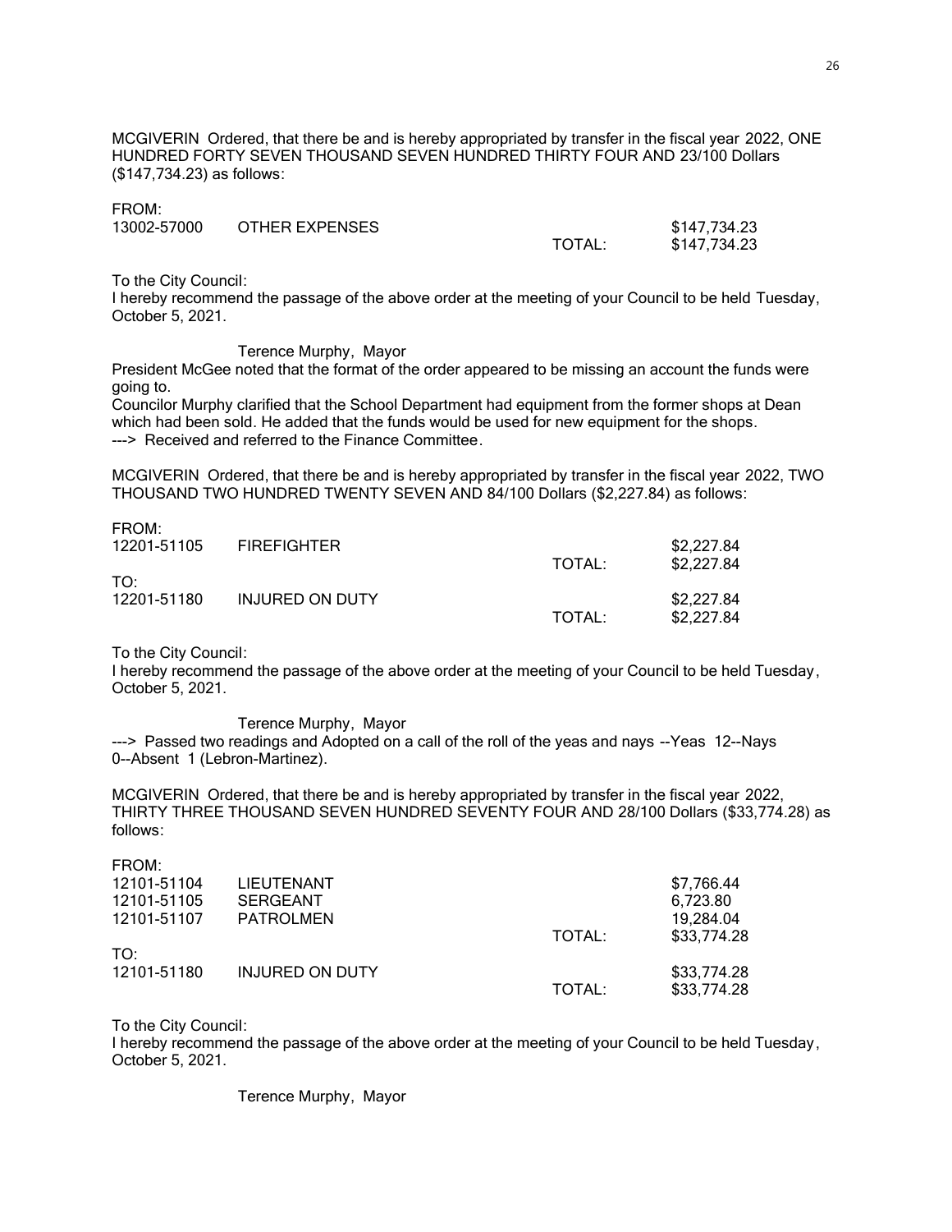MCGIVERIN Ordered, that there be and is hereby appropriated by transfer in the fiscal year 2022, ONE HUNDRED FORTY SEVEN THOUSAND SEVEN HUNDRED THIRTY FOUR AND 23/100 Dollars ($147,734.23) as follows:

| FROM: | | | |
|---|---|---|---|
| 13002-57000 | OTHER EXPENSES | | $147,734.23 |
| | | TOTAL: | $147,734.23 |

To the City Council:
I hereby recommend the passage of the above order at the meeting of your Council to be held Tuesday, October 5, 2021.

Terence Murphy, Mayor

President McGee noted that the format of the order appeared to be missing an account the funds were going to.
Councilor Murphy clarified that the School Department had equipment from the former shops at Dean which had been sold. He added that the funds would be used for new equipment for the shops.
---> Received and referred to the Finance Committee.

MCGIVERIN Ordered, that there be and is hereby appropriated by transfer in the fiscal year 2022, TWO THOUSAND TWO HUNDRED TWENTY SEVEN AND 84/100 Dollars ($2,227.84) as follows:

| FROM: | | | |
|---|---|---|---|
| 12201-51105 | FIREFIGHTER | | $2,227.84 |
| | | TOTAL: | $2,227.84 |
| TO: | | | |
| 12201-51180 | INJURED ON DUTY | | $2,227.84 |
| | | TOTAL: | $2,227.84 |

To the City Council:
I hereby recommend the passage of the above order at the meeting of your Council to be held Tuesday, October 5, 2021.

Terence Murphy, Mayor

---> Passed two readings and Adopted on a call of the roll of the yeas and nays --Yeas 12--Nays 0--Absent 1 (Lebron-Martinez).

MCGIVERIN Ordered, that there be and is hereby appropriated by transfer in the fiscal year 2022, THIRTY THREE THOUSAND SEVEN HUNDRED SEVENTY FOUR AND 28/100 Dollars ($33,774.28) as follows:

| FROM: | | | |
|---|---|---|---|
| 12101-51104 | LIEUTENANT | | $7,766.44 |
| 12101-51105 | SERGEANT | | 6,723.80 |
| 12101-51107 | PATROLMEN | | 19,284.04 |
| | | TOTAL: | $33,774.28 |
| TO: | | | |
| 12101-51180 | INJURED ON DUTY | | $33,774.28 |
| | | TOTAL: | $33,774.28 |

To the City Council:
I hereby recommend the passage of the above order at the meeting of your Council to be held Tuesday, October 5, 2021.

Terence Murphy, Mayor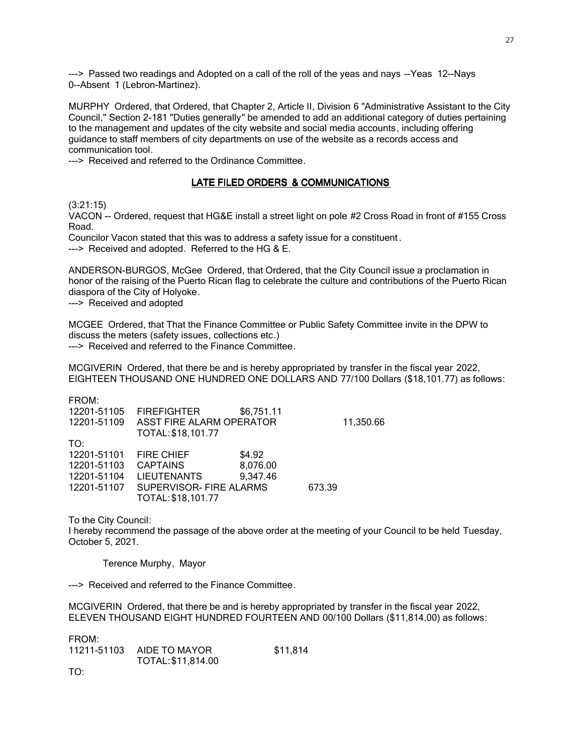---> Passed two readings and Adopted on a call of the roll of the yeas and nays --Yeas 12--Nays 0--Absent 1 (Lebron-Martinez).

MURPHY Ordered, that Ordered, that Chapter 2, Article II, Division 6 "Administrative Assistant to the City Council," Section 2-181 "Duties generally" be amended to add an additional category of duties pertaining to the management and updates of the city website and social media accounts, including offering guidance to staff members of city departments on use of the website as a records access and communication tool.
---> Received and referred to the Ordinance Committee.

## LATE FILED ORDERS & COMMUNICATIONS

(3:21:15)
VACON -- Ordered, request that HG&E install a street light on pole #2 Cross Road in front of #155 Cross Road.
Councilor Vacon stated that this was to address a safety issue for a constituent.
---> Received and adopted. Referred to the HG & E.

ANDERSON-BURGOS, McGee Ordered, that Ordered, that the City Council issue a proclamation in honor of the raising of the Puerto Rican flag to celebrate the culture and contributions of the Puerto Rican diaspora of the City of Holyoke.
---> Received and adopted

MCGEE Ordered, that That the Finance Committee or Public Safety Committee invite in the DPW to discuss the meters (safety issues, collections etc.)
---> Received and referred to the Finance Committee.

MCGIVERIN Ordered, that there be and is hereby appropriated by transfer in the fiscal year 2022, EIGHTEEN THOUSAND ONE HUNDRED ONE DOLLARS AND 77/100 Dollars ($18,101.77) as follows:

FROM:

| | | | |
|---|---|---|---|
| 12201-51105 | FIREFIGHTER | $6,751.11 | |
| 12201-51109 | ASST FIRE ALARM OPERATOR | | 11,350.66 |
| | TOTAL: $18,101.77 | | |

TO:

| | | | |
|---|---|---|---|
| 12201-51101 | FIRE CHIEF | $4.92 | |
| 12201-51103 | CAPTAINS | 8,076.00 | |
| 12201-51104 | LIEUTENANTS | 9,347.46 | |
| 12201-51107 | SUPERVISOR- FIRE ALARMS | | 673.39 |
| | TOTAL: $18,101.77 | | |

To the City Council:
I hereby recommend the passage of the above order at the meeting of your Council to be held Tuesday, October 5, 2021.

Terence Murphy, Mayor

---> Received and referred to the Finance Committee.

MCGIVERIN Ordered, that there be and is hereby appropriated by transfer in the fiscal year 2022, ELEVEN THOUSAND EIGHT HUNDRED FOURTEEN AND 00/100 Dollars ($11,814.00) as follows:

FROM:

| | | |
|---|---|---|
| 11211-51103 | AIDE TO MAYOR | $11,814 |
| | TOTAL: $11,814.00 | |

TO: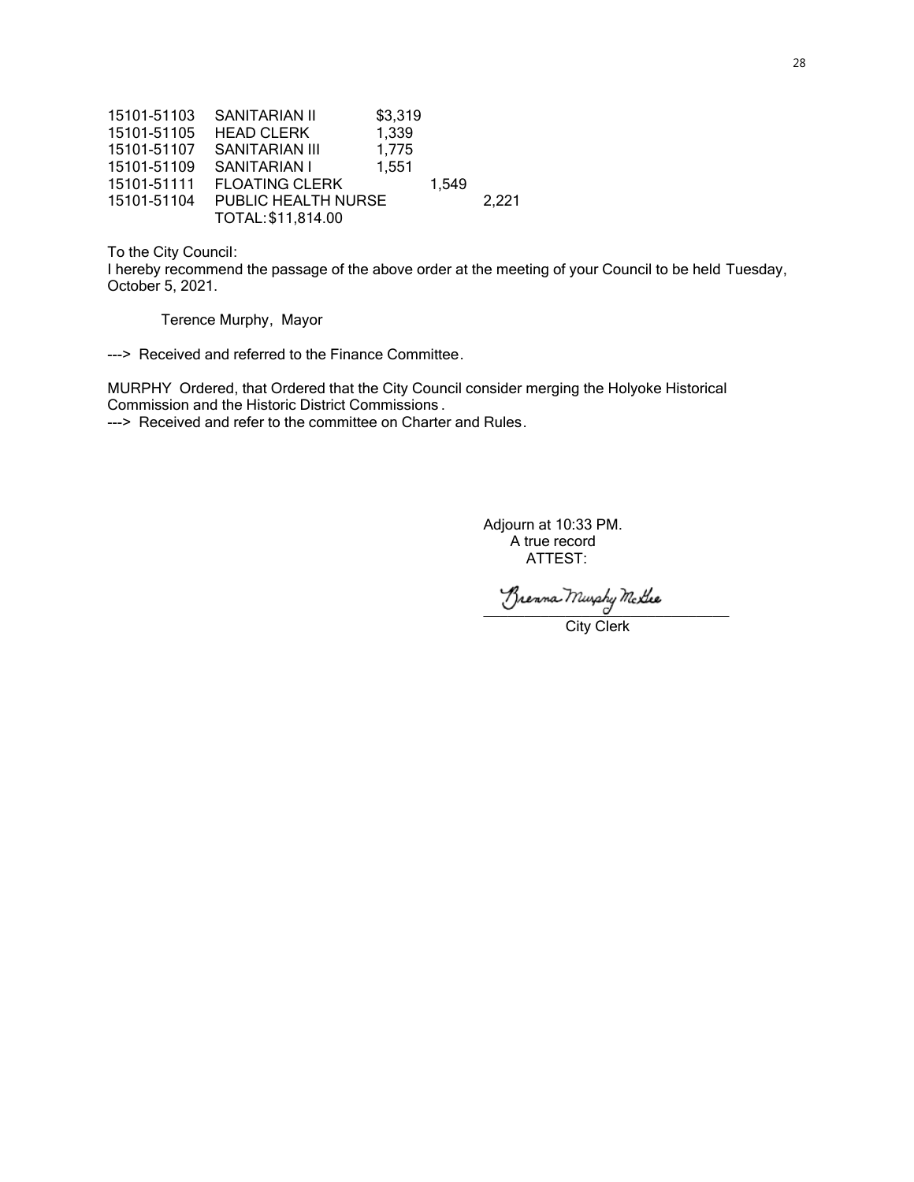| | | | | |
|---|---|---|---|---|
| 15101-51103 | SANITARIAN II | $3,319 | | |
| 15101-51105 | HEAD CLERK | 1,339 | | |
| 15101-51107 | SANITARIAN III | 1,775 | | |
| 15101-51109 | SANITARIAN I | 1,551 | | |
| 15101-51111 | FLOATING CLERK | | 1,549 | |
| 15101-51104 | PUBLIC HEALTH NURSE | | | 2,221 |
| | TOTAL: $11,814.00 | | | |

To the City Council:
I hereby recommend the passage of the above order at the meeting of your Council to be held Tuesday, October 5, 2021.

Terence Murphy, Mayor

---> Received and referred to the Finance Committee.

MURPHY Ordered, that Ordered that the City Council consider merging the Holyoke Historical Commission and the Historic District Commissions.
---> Received and refer to the committee on Charter and Rules.

Adjourn at 10:33 PM.
A true record
ATTEST:

Brenna Murphy McGee

City Clerk